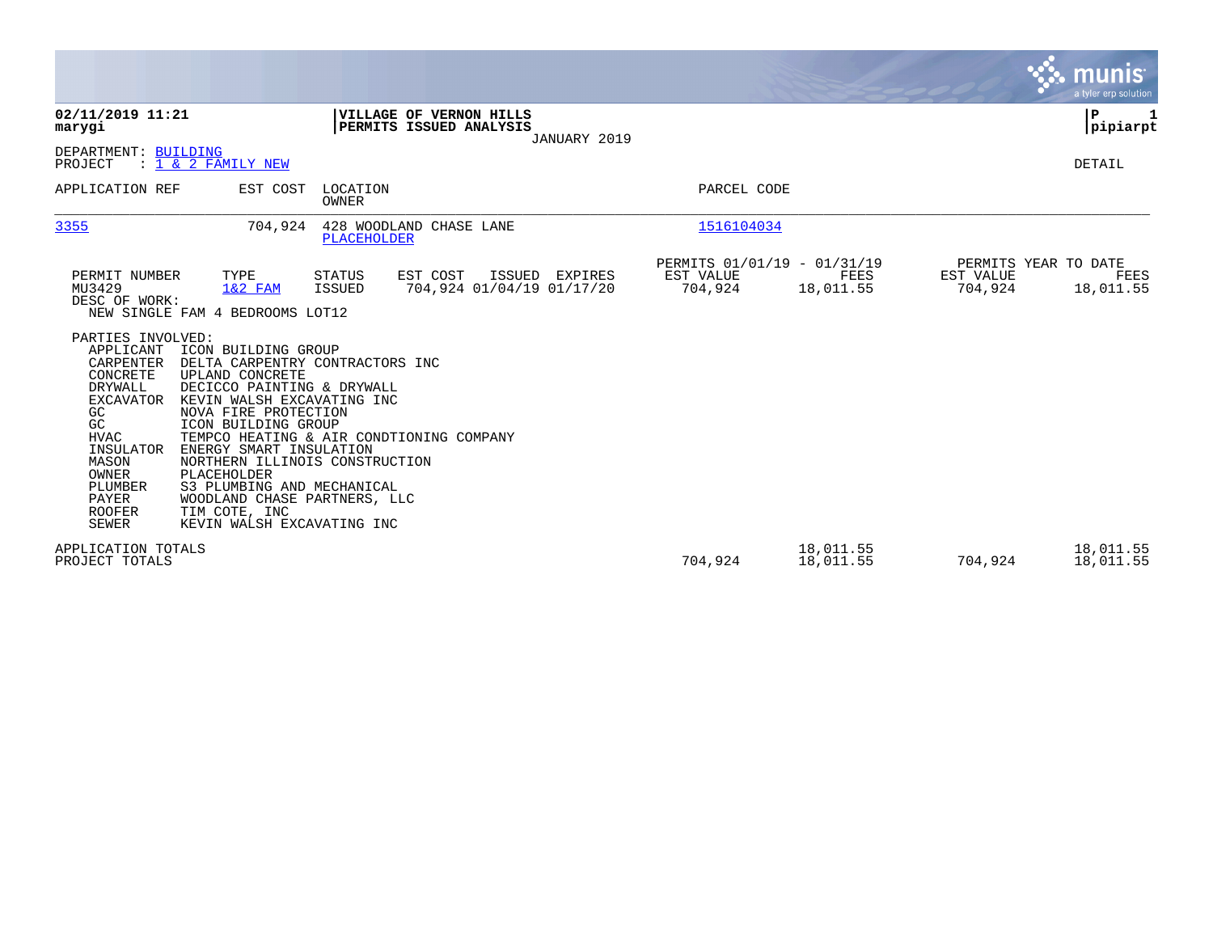**02/11/2019 11:21**
**marygi**

**VILLAGE OF VERNON HILLS**
**PERMITS ISSUED ANALYSIS**
JANUARY 2019

**P 1**
**pipiarpt**

DEPARTMENT: BUILDING
PROJECT : 1 & 2 FAMILY NEW

DETAIL

| APPLICATION REF | EST COST | LOCATION / OWNER | PARCEL CODE |
|---|---|---|---|
| 3355 | 704,924 | 428 WOODLAND CHASE LANE / PLACEHOLDER | 1516104034 |

| PERMIT NUMBER | TYPE | STATUS | EST COST | ISSUED | EXPIRES | PERMITS 01/01/19 - 01/31/19 EST VALUE | FEES | PERMITS YEAR TO DATE EST VALUE | FEES |
|---|---|---|---|---|---|---|---|---|---|
| MU3429 | 1&2 FAM | ISSUED | 704,924 | 01/04/19 | 01/17/20 | 704,924 | 18,011.55 | 704,924 | 18,011.55 |

DESC OF WORK:
NEW SINGLE FAM 4 BEDROOMS LOT12

PARTIES INVOLVED:

| Role | Party |
|---|---|
| APPLICANT | ICON BUILDING GROUP |
| CARPENTER | DELTA CARPENTRY CONTRACTORS INC |
| CONCRETE | UPLAND CONCRETE |
| DRYWALL | DECICCO PAINTING & DRYWALL |
| EXCAVATOR | KEVIN WALSH EXCAVATING INC |
| GC | NOVA FIRE PROTECTION |
| GC | ICON BUILDING GROUP |
| HVAC | TEMPCO HEATING & AIR CONDTIONING COMPANY |
| INSULATOR | ENERGY SMART INSULATION |
| MASON | NORTHERN ILLINOIS CONSTRUCTION |
| OWNER | PLACEHOLDER |
| PLUMBER | S3 PLUMBING AND MECHANICAL |
| PAYER | WOODLAND CHASE PARTNERS, LLC |
| ROOFER | TIM COTE, INC |
| SEWER | KEVIN WALSH EXCAVATING INC |

| | EST VALUE | FEES | YTD EST VALUE | YTD FEES |
|---|---|---|---|---|
| APPLICATION TOTALS | | 18,011.55 | | 18,011.55 |
| PROJECT TOTALS | 704,924 | 18,011.55 | 704,924 | 18,011.55 |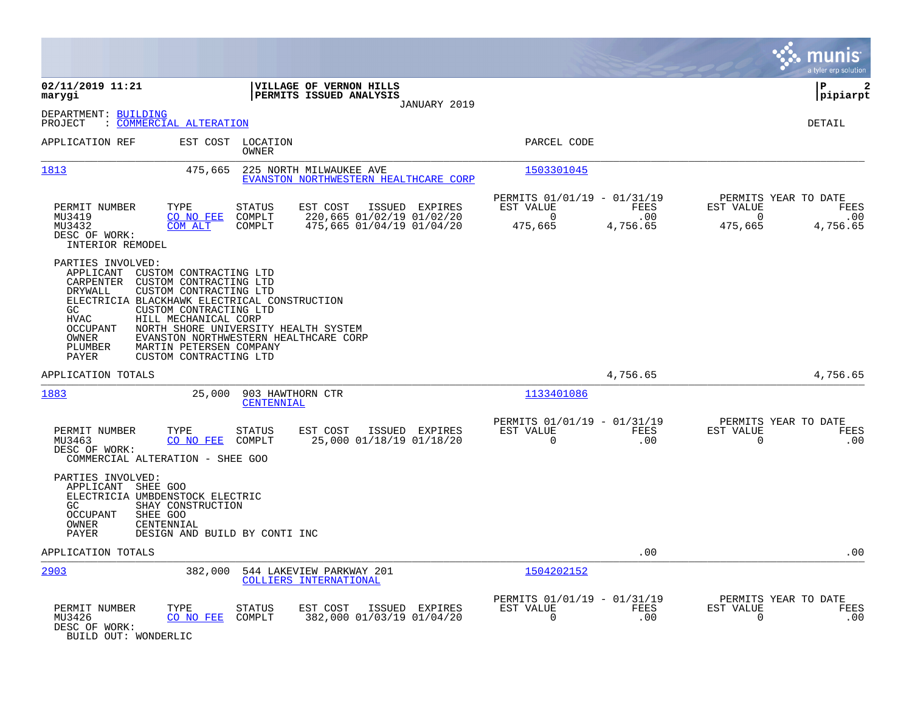**02/11/2019 11:21**
**marygi**

**VILLAGE OF VERNON HILLS**
**PERMITS ISSUED ANALYSIS**
JANUARY 2019

**pipiarpt**

DEPARTMENT: BUILDING
PROJECT : COMMERCIAL ALTERATION

DETAIL

| APPLICATION REF | EST COST | LOCATION / OWNER | PARCEL CODE |
|---|---|---|---|
| 1813 | 475,665 | 225 NORTH MILWAUKEE AVE / EVANSTON NORTHWESTERN HEALTHCARE CORP | 1503301045 |

| PERMIT NUMBER | TYPE | STATUS | EST COST | ISSUED | EXPIRES | PERMITS 01/01/19 - 01/31/19 EST VALUE | FEES | PERMITS YEAR TO DATE EST VALUE | FEES |
|---|---|---|---|---|---|---|---|---|---|
| MU3419 | CO NO FEE | COMPLT | 220,665 | 01/02/19 | 01/02/20 | 0 | .00 | 0 | .00 |
| MU3432 | COM ALT | COMPLT | 475,665 | 01/04/19 | 01/04/20 | 475,665 | 4,756.65 | 475,665 | 4,756.65 |

DESC OF WORK:
INTERIOR REMODEL

PARTIES INVOLVED:

| | |
|---|---|
| APPLICANT | CUSTOM CONTRACTING LTD |
| CARPENTER | CUSTOM CONTRACTING LTD |
| DRYWALL | CUSTOM CONTRACTING LTD |
| ELECTRICIA | BLACKHAWK ELECTRICAL CONSTRUCTION |
| GC | CUSTOM CONTRACTING LTD |
| HVAC | HILL MECHANICAL CORP |
| OCCUPANT | NORTH SHORE UNIVERSITY HEALTH SYSTEM |
| OWNER | EVANSTON NORTHWESTERN HEALTHCARE CORP |
| PLUMBER | MARTIN PETERSEN COMPANY |
| PAYER | CUSTOM CONTRACTING LTD |

APPLICATION TOTALS — 4,756.65 — 4,756.65

| APPLICATION REF | EST COST | LOCATION / OWNER | PARCEL CODE |
|---|---|---|---|
| 1883 | 25,000 | 903 HAWTHORN CTR / CENTENNIAL | 1133401086 |

| PERMIT NUMBER | TYPE | STATUS | EST COST | ISSUED | EXPIRES | PERMITS 01/01/19 - 01/31/19 EST VALUE | FEES | PERMITS YEAR TO DATE EST VALUE | FEES |
|---|---|---|---|---|---|---|---|---|---|
| MU3463 | CO NO FEE | COMPLT | 25,000 | 01/18/19 | 01/18/20 | 0 | .00 | 0 | .00 |

DESC OF WORK:
COMMERCIAL ALTERATION - SHEE GOO

PARTIES INVOLVED:

| | |
|---|---|
| APPLICANT | SHEE GOO |
| ELECTRICIA | UMBDENSTOCK ELECTRIC |
| GC | SHAY CONSTRUCTION |
| OCCUPANT | SHEE GOO |
| OWNER | CENTENNIAL |
| PAYER | DESIGN AND BUILD BY CONTI INC |

APPLICATION TOTALS — .00 — .00

| APPLICATION REF | EST COST | LOCATION / OWNER | PARCEL CODE |
|---|---|---|---|
| 2903 | 382,000 | 544 LAKEVIEW PARKWAY 201 / COLLIERS INTERNATIONAL | 1504202152 |

| PERMIT NUMBER | TYPE | STATUS | EST COST | ISSUED | EXPIRES | PERMITS 01/01/19 - 01/31/19 EST VALUE | FEES | PERMITS YEAR TO DATE EST VALUE | FEES |
|---|---|---|---|---|---|---|---|---|---|
| MU3426 | CO NO FEE | COMPLT | 382,000 | 01/03/19 | 01/04/20 | 0 | .00 | 0 | .00 |

DESC OF WORK:
BUILD OUT: WONDERLIC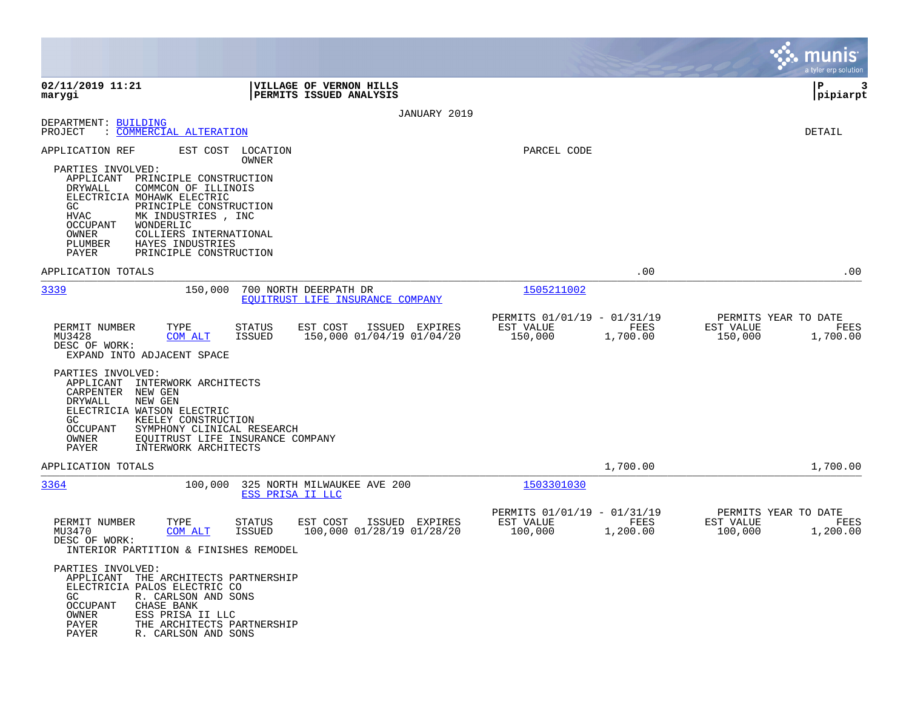**VILLAGE OF VERNON HILLS**
**PERMITS ISSUED ANALYSIS**

02/11/2019 11:21
marygi

pipiarpt

JANUARY 2019

DEPARTMENT: BUILDING
PROJECT : COMMERCIAL ALTERATION

DETAIL

APPLICATION REF | EST COST | LOCATION / OWNER | PARCEL CODE

PARTIES INVOLVED:
- APPLICANT PRINCIPLE CONSTRUCTION
- DRYWALL COMMCON OF ILLINOIS
- ELECTRICIA MOHAWK ELECTRIC
- GC PRINCIPLE CONSTRUCTION
- HVAC MK INDUSTRIES , INC
- OCCUPANT WONDERLIC
- OWNER COLLIERS INTERNATIONAL
- PLUMBER HAYES INDUSTRIES
- PAYER PRINCIPLE CONSTRUCTION

APPLICATION TOTALS .00 .00

---

**3339** 150,000 700 NORTH DEERPATH DR
EQUITRUST LIFE INSURANCE COMPANY
Parcel: 1505211002

| PERMIT NUMBER | TYPE | STATUS | EST COST | ISSUED | EXPIRES | PERMITS 01/01/19 - 01/31/19 EST VALUE | FEES | PERMITS YEAR TO DATE EST VALUE | FEES |
|---|---|---|---|---|---|---|---|---|---|
| MU3428 | COM ALT | ISSUED | 150,000 | 01/04/19 | 01/04/20 | 150,000 | 1,700.00 | 150,000 | 1,700.00 |

DESC OF WORK:
EXPAND INTO ADJACENT SPACE

PARTIES INVOLVED:
- APPLICANT INTERWORK ARCHITECTS
- CARPENTER NEW GEN
- DRYWALL NEW GEN
- ELECTRICIA WATSON ELECTRIC
- GC KEELEY CONSTRUCTION
- OCCUPANT SYMPHONY CLINICAL RESEARCH
- OWNER EQUITRUST LIFE INSURANCE COMPANY
- PAYER INTERWORK ARCHITECTS

APPLICATION TOTALS 1,700.00 1,700.00

---

**3364** 100,000 325 NORTH MILWAUKEE AVE 200
ESS PRISA II LLC
Parcel: 1503301030

| PERMIT NUMBER | TYPE | STATUS | EST COST | ISSUED | EXPIRES | PERMITS 01/01/19 - 01/31/19 EST VALUE | FEES | PERMITS YEAR TO DATE EST VALUE | FEES |
|---|---|---|---|---|---|---|---|---|---|
| MU3470 | COM ALT | ISSUED | 100,000 | 01/28/19 | 01/28/20 | 100,000 | 1,200.00 | 100,000 | 1,200.00 |

DESC OF WORK:
INTERIOR PARTITION & FINISHES REMODEL

PARTIES INVOLVED:
- APPLICANT THE ARCHITECTS PARTNERSHIP
- ELECTRICIA PALOS ELECTRIC CO
- GC R. CARLSON AND SONS
- OCCUPANT CHASE BANK
- OWNER ESS PRISA II LLC
- PAYER THE ARCHITECTS PARTNERSHIP
- PAYER R. CARLSON AND SONS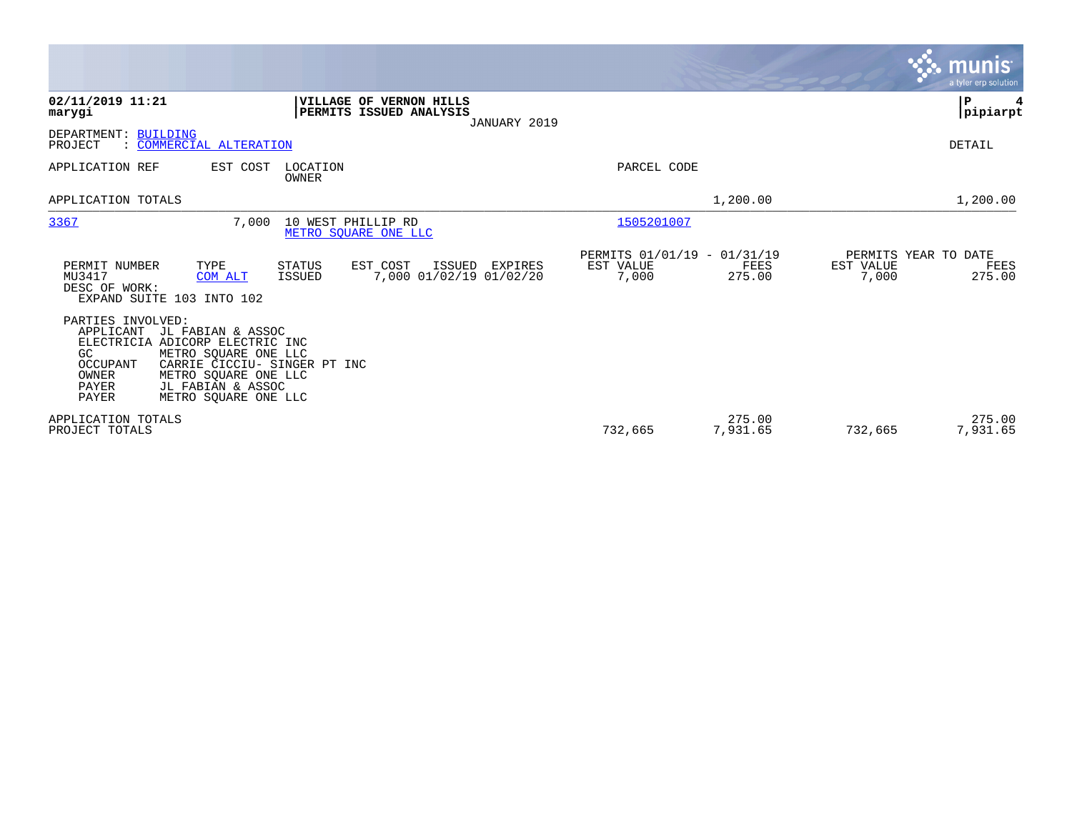**02/11/2019 11:21**
**marygi**

**VILLAGE OF VERNON HILLS**
**PERMITS ISSUED ANALYSIS**
JANUARY 2019

**pipiarpt**

DEPARTMENT: BUILDING
PROJECT : COMMERCIAL ALTERATION

DETAIL

| APPLICATION REF | EST COST | LOCATION / OWNER | PARCEL CODE | | | |
|---|---|---|---|---|---|---|
| APPLICATION TOTALS | | | | 1,200.00 | | 1,200.00 |
| 3367 | 7,000 | 10 WEST PHILLIP RD / METRO SQUARE ONE LLC | 1505201007 | | | |

| PERMIT NUMBER | TYPE | STATUS | EST COST | ISSUED | EXPIRES | PERMITS 01/01/19 - 01/31/19 EST VALUE | FEES | PERMITS YEAR TO DATE EST VALUE | FEES |
|---|---|---|---|---|---|---|---|---|---|
| MU3417 | COM ALT | ISSUED | 7,000 | 01/02/19 | 01/02/20 | 7,000 | 275.00 | 7,000 | 275.00 |

DESC OF WORK:
EXPAND SUITE 103 INTO 102

PARTIES INVOLVED:

| Role | Name |
|---|---|
| APPLICANT | JL FABIAN & ASSOC |
| ELECTRICIA | ADICORP ELECTRIC INC |
| GC | METRO SQUARE ONE LLC |
| OCCUPANT | CARRIE CICCIU- SINGER PT INC |
| OWNER | METRO SQUARE ONE LLC |
| PAYER | JL FABIAN & ASSOC |
| PAYER | METRO SQUARE ONE LLC |

| | EST VALUE | FEES | EST VALUE | FEES |
|---|---|---|---|---|
| APPLICATION TOTALS | | 275.00 | | 275.00 |
| PROJECT TOTALS | 732,665 | 7,931.65 | 732,665 | 7,931.65 |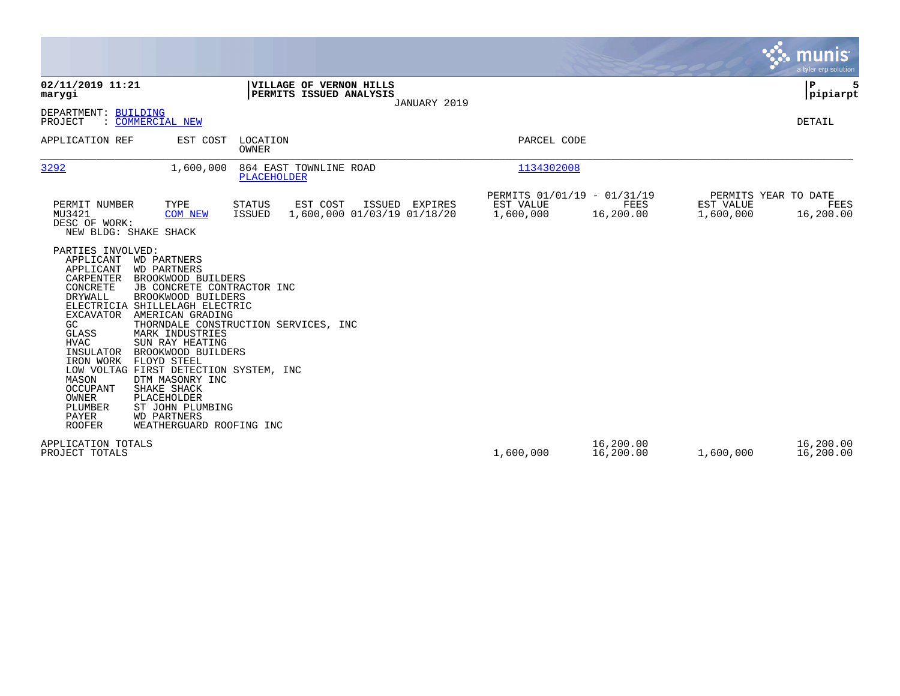**02/11/2019 11:21**
**marygi**

**VILLAGE OF VERNON HILLS**
**PERMITS ISSUED ANALYSIS**
JANUARY 2019

**P 5**
**pipiarpt**

DEPARTMENT: BUILDING
PROJECT : COMMERCIAL NEW

DETAIL

| APPLICATION REF | EST COST | LOCATION / OWNER | PARCEL CODE |
|---|---|---|---|
| 3292 | 1,600,000 | 864 EAST TOWNLINE ROAD / PLACEHOLDER | 1134302008 |

| PERMIT NUMBER | TYPE | STATUS | EST COST | ISSUED | EXPIRES | PERMITS 01/01/19 - 01/31/19 EST VALUE | FEES | PERMITS YEAR TO DATE EST VALUE | FEES |
|---|---|---|---|---|---|---|---|---|---|
| MU3421 | COM NEW | ISSUED | 1,600,000 | 01/03/19 | 01/18/20 | 1,600,000 | 16,200.00 | 1,600,000 | 16,200.00 |

DESC OF WORK:
NEW BLDG: SHAKE SHACK

PARTIES INVOLVED:

| Role | Party |
|---|---|
| APPLICANT | WD PARTNERS |
| APPLICANT | WD PARTNERS |
| CARPENTER | BROOKWOOD BUILDERS |
| CONCRETE | JB CONCRETE CONTRACTOR INC |
| DRYWALL | BROOKWOOD BUILDERS |
| ELECTRICIA | SHILLELAGH ELECTRIC |
| EXCAVATOR | AMERICAN GRADING |
| GC | THORNDALE CONSTRUCTION SERVICES, INC |
| GLASS | MARK INDUSTRIES |
| HVAC | SUN RAY HEATING |
| INSULATOR | BROOKWOOD BUILDERS |
| IRON WORK | FLOYD STEEL |
| LOW VOLTAG | FIRST DETECTION SYSTEM, INC |
| MASON | DTM MASONRY INC |
| OCCUPANT | SHAKE SHACK |
| OWNER | PLACEHOLDER |
| PLUMBER | ST JOHN PLUMBING |
| PAYER | WD PARTNERS |
| ROOFER | WEATHERGUARD ROOFING INC |

| | PERMITS 01/01/19 - 01/31/19 EST VALUE | FEES | PERMITS YEAR TO DATE EST VALUE | FEES |
|---|---|---|---|---|
| APPLICATION TOTALS | | 16,200.00 | | 16,200.00 |
| PROJECT TOTALS | 1,600,000 | 16,200.00 | 1,600,000 | 16,200.00 |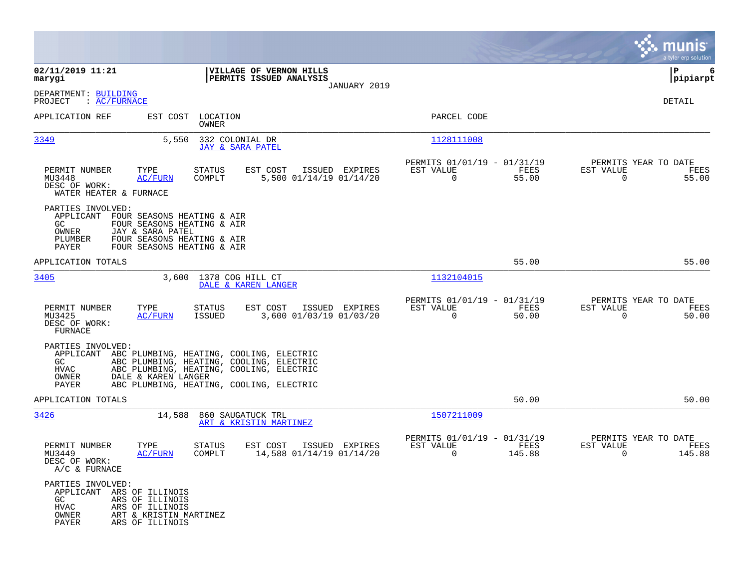**02/11/2019 11:21**
**marygi**

**VILLAGE OF VERNON HILLS**
**PERMITS ISSUED ANALYSIS**
JANUARY 2019

DEPARTMENT: BUILDING
PROJECT : AC/FURNACE

DETAIL

| APPLICATION REF | EST COST | LOCATION / OWNER | PARCEL CODE |
|---|---|---|---|
| 3349 | 5,550 | 332 COLONIAL DR / JAY & SARA PATEL | 1128111008 |

| PERMIT NUMBER | TYPE | STATUS | EST COST | ISSUED | EXPIRES | PERMITS 01/01/19 - 01/31/19 EST VALUE | FEES | PERMITS YEAR TO DATE EST VALUE | FEES |
|---|---|---|---|---|---|---|---|---|---|
| MU3448 | AC/FURN | COMPLT | 5,500 | 01/14/19 | 01/14/20 | 0 | 55.00 | 0 | 55.00 |

DESC OF WORK:
WATER HEATER & FURNACE

PARTIES INVOLVED:
- APPLICANT FOUR SEASONS HEATING & AIR
- GC FOUR SEASONS HEATING & AIR
- OWNER JAY & SARA PATEL
- PLUMBER FOUR SEASONS HEATING & AIR
- PAYER FOUR SEASONS HEATING & AIR

APPLICATION TOTALS 55.00 55.00

| APPLICATION REF | EST COST | LOCATION / OWNER | PARCEL CODE |
|---|---|---|---|
| 3405 | 3,600 | 1378 COG HILL CT / DALE & KAREN LANGER | 1132104015 |

| PERMIT NUMBER | TYPE | STATUS | EST COST | ISSUED | EXPIRES | PERMITS 01/01/19 - 01/31/19 EST VALUE | FEES | PERMITS YEAR TO DATE EST VALUE | FEES |
|---|---|---|---|---|---|---|---|---|---|
| MU3425 | AC/FURN | ISSUED | 3,600 | 01/03/19 | 01/03/20 | 0 | 50.00 | 0 | 50.00 |

DESC OF WORK:
FURNACE

PARTIES INVOLVED:
- APPLICANT ABC PLUMBING, HEATING, COOLING, ELECTRIC
- GC ABC PLUMBING, HEATING, COOLING, ELECTRIC
- HVAC ABC PLUMBING, HEATING, COOLING, ELECTRIC
- OWNER DALE & KAREN LANGER
- PAYER ABC PLUMBING, HEATING, COOLING, ELECTRIC

APPLICATION TOTALS 50.00 50.00

| APPLICATION REF | EST COST | LOCATION / OWNER | PARCEL CODE |
|---|---|---|---|
| 3426 | 14,588 | 860 SAUGATUCK TRL / ART & KRISTIN MARTINEZ | 1507211009 |

| PERMIT NUMBER | TYPE | STATUS | EST COST | ISSUED | EXPIRES | PERMITS 01/01/19 - 01/31/19 EST VALUE | FEES | PERMITS YEAR TO DATE EST VALUE | FEES |
|---|---|---|---|---|---|---|---|---|---|
| MU3449 | AC/FURN | COMPLT | 14,588 | 01/14/19 | 01/14/20 | 0 | 145.88 | 0 | 145.88 |

DESC OF WORK:
A/C & FURNACE

PARTIES INVOLVED:
- APPLICANT ARS OF ILLINOIS
- GC ARS OF ILLINOIS
- HVAC ARS OF ILLINOIS
- OWNER ART & KRISTIN MARTINEZ
- PAYER ARS OF ILLINOIS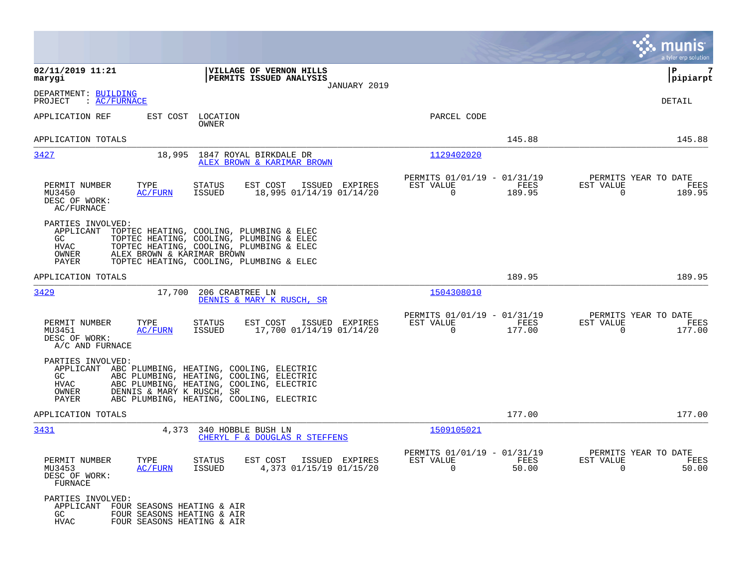**02/11/2019 11:21**
**marygi**

**VILLAGE OF VERNON HILLS**
**PERMITS ISSUED ANALYSIS**
JANUARY 2019

**P 7**
**pipiarpt**

DEPARTMENT: BUILDING
PROJECT : AC/FURNACE

DETAIL

APPLICATION REF | EST COST | LOCATION / OWNER | PARCEL CODE

APPLICATION TOTALS — 145.88 — 145.88

---

**3427** — 18,995 — 1847 ROYAL BIRKDALE DR — ALEX BROWN & KARIMAR BROWN — 1129402020

| PERMIT NUMBER | TYPE | STATUS | EST COST | ISSUED | EXPIRES | PERMITS 01/01/19 - 01/31/19 EST VALUE | FEES | PERMITS YEAR TO DATE EST VALUE | FEES |
|---|---|---|---|---|---|---|---|---|---|
| MU3450 | AC/FURN | ISSUED | 18,995 | 01/14/19 | 01/14/20 | 0 | 189.95 | 0 | 189.95 |

DESC OF WORK:
AC/FURNACE

PARTIES INVOLVED:
- APPLICANT TOPTEC HEATING, COOLING, PLUMBING & ELEC
- GC TOPTEC HEATING, COOLING, PLUMBING & ELEC
- HVAC TOPTEC HEATING, COOLING, PLUMBING & ELEC
- OWNER ALEX BROWN & KARIMAR BROWN
- PAYER TOPTEC HEATING, COOLING, PLUMBING & ELEC

APPLICATION TOTALS — 189.95 — 189.95

---

**3429** — 17,700 — 206 CRABTREE LN — DENNIS & MARY K RUSCH, SR — 1504308010

| PERMIT NUMBER | TYPE | STATUS | EST COST | ISSUED | EXPIRES | PERMITS 01/01/19 - 01/31/19 EST VALUE | FEES | PERMITS YEAR TO DATE EST VALUE | FEES |
|---|---|---|---|---|---|---|---|---|---|
| MU3451 | AC/FURN | ISSUED | 17,700 | 01/14/19 | 01/14/20 | 0 | 177.00 | 0 | 177.00 |

DESC OF WORK:
A/C AND FURNACE

PARTIES INVOLVED:
- APPLICANT ABC PLUMBING, HEATING, COOLING, ELECTRIC
- GC ABC PLUMBING, HEATING, COOLING, ELECTRIC
- HVAC ABC PLUMBING, HEATING, COOLING, ELECTRIC
- OWNER DENNIS & MARY K RUSCH, SR
- PAYER ABC PLUMBING, HEATING, COOLING, ELECTRIC

APPLICATION TOTALS — 177.00 — 177.00

---

**3431** — 4,373 — 340 HOBBLE BUSH LN — CHERYL F & DOUGLAS R STEFFENS — 1509105021

| PERMIT NUMBER | TYPE | STATUS | EST COST | ISSUED | EXPIRES | PERMITS 01/01/19 - 01/31/19 EST VALUE | FEES | PERMITS YEAR TO DATE EST VALUE | FEES |
|---|---|---|---|---|---|---|---|---|---|
| MU3453 | AC/FURN | ISSUED | 4,373 | 01/15/19 | 01/15/20 | 0 | 50.00 | 0 | 50.00 |

DESC OF WORK:
FURNACE

PARTIES INVOLVED:
- APPLICANT FOUR SEASONS HEATING & AIR
- GC FOUR SEASONS HEATING & AIR
- HVAC FOUR SEASONS HEATING & AIR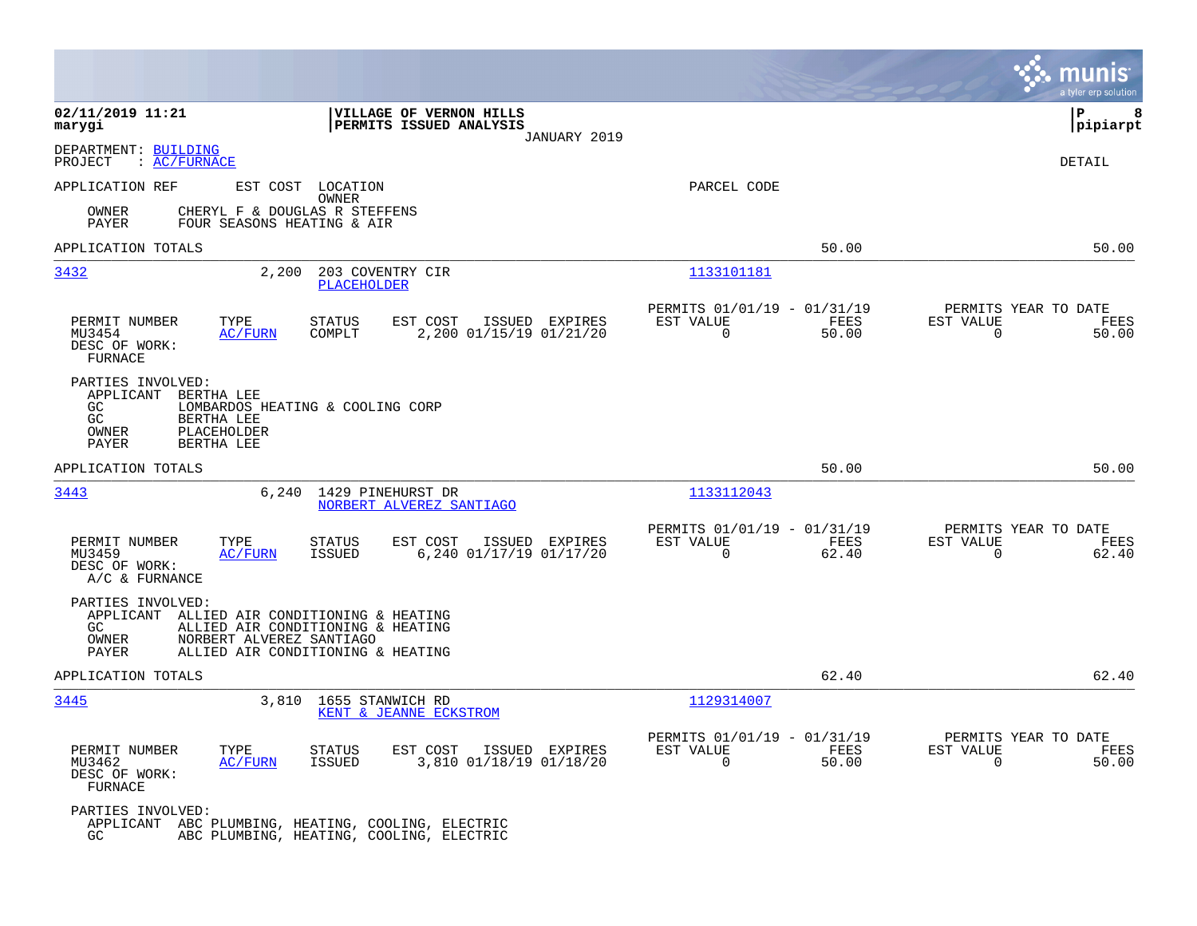**02/11/2019 11:21** — **VILLAGE OF VERNON HILLS** — **PERMITS ISSUED ANALYSIS** — JANUARY 2019
**marygi** — **pipiarpt**

DEPARTMENT: BUILDING
PROJECT : AC/FURNACE

DETAIL

APPLICATION REF — EST COST — LOCATION / OWNER — PARCEL CODE

| | |
|---|---|
| OWNER | CHERYL F & DOUGLAS R STEFFENS |
| PAYER | FOUR SEASONS HEATING & AIR |

APPLICATION TOTALS — 50.00 — 50.00

---

**3432** — 2,200 — 203 COVENTRY CIR — PLACEHOLDER — 1133101181

| PERMIT NUMBER | TYPE | STATUS | EST COST | ISSUED | EXPIRES | PERMITS 01/01/19 - 01/31/19 EST VALUE | FEES | PERMITS YEAR TO DATE EST VALUE | FEES |
|---|---|---|---|---|---|---|---|---|---|
| MU3454 | AC/FURN | COMPLT | 2,200 | 01/15/19 | 01/21/20 | 0 | 50.00 | 0 | 50.00 |

DESC OF WORK:
FURNACE

PARTIES INVOLVED:

| | |
|---|---|
| APPLICANT | BERTHA LEE |
| GC | LOMBARDOS HEATING & COOLING CORP |
| GC | BERTHA LEE |
| OWNER | PLACEHOLDER |
| PAYER | BERTHA LEE |

APPLICATION TOTALS — 50.00 — 50.00

---

**3443** — 6,240 — 1429 PINEHURST DR — NORBERT ALVEREZ SANTIAGO — 1133112043

| PERMIT NUMBER | TYPE | STATUS | EST COST | ISSUED | EXPIRES | PERMITS 01/01/19 - 01/31/19 EST VALUE | FEES | PERMITS YEAR TO DATE EST VALUE | FEES |
|---|---|---|---|---|---|---|---|---|---|
| MU3459 | AC/FURN | ISSUED | 6,240 | 01/17/19 | 01/17/20 | 0 | 62.40 | 0 | 62.40 |

DESC OF WORK:
A/C & FURNANCE

PARTIES INVOLVED:

| | |
|---|---|
| APPLICANT | ALLIED AIR CONDITIONING & HEATING |
| GC | ALLIED AIR CONDITIONING & HEATING |
| OWNER | NORBERT ALVEREZ SANTIAGO |
| PAYER | ALLIED AIR CONDITIONING & HEATING |

APPLICATION TOTALS — 62.40 — 62.40

---

**3445** — 3,810 — 1655 STANWICH RD — KENT & JEANNE ECKSTROM — 1129314007

| PERMIT NUMBER | TYPE | STATUS | EST COST | ISSUED | EXPIRES | PERMITS 01/01/19 - 01/31/19 EST VALUE | FEES | PERMITS YEAR TO DATE EST VALUE | FEES |
|---|---|---|---|---|---|---|---|---|---|
| MU3462 | AC/FURN | ISSUED | 3,810 | 01/18/19 | 01/18/20 | 0 | 50.00 | 0 | 50.00 |

DESC OF WORK:
FURNACE

PARTIES INVOLVED:

| | |
|---|---|
| APPLICANT | ABC PLUMBING, HEATING, COOLING, ELECTRIC |
| GC | ABC PLUMBING, HEATING, COOLING, ELECTRIC |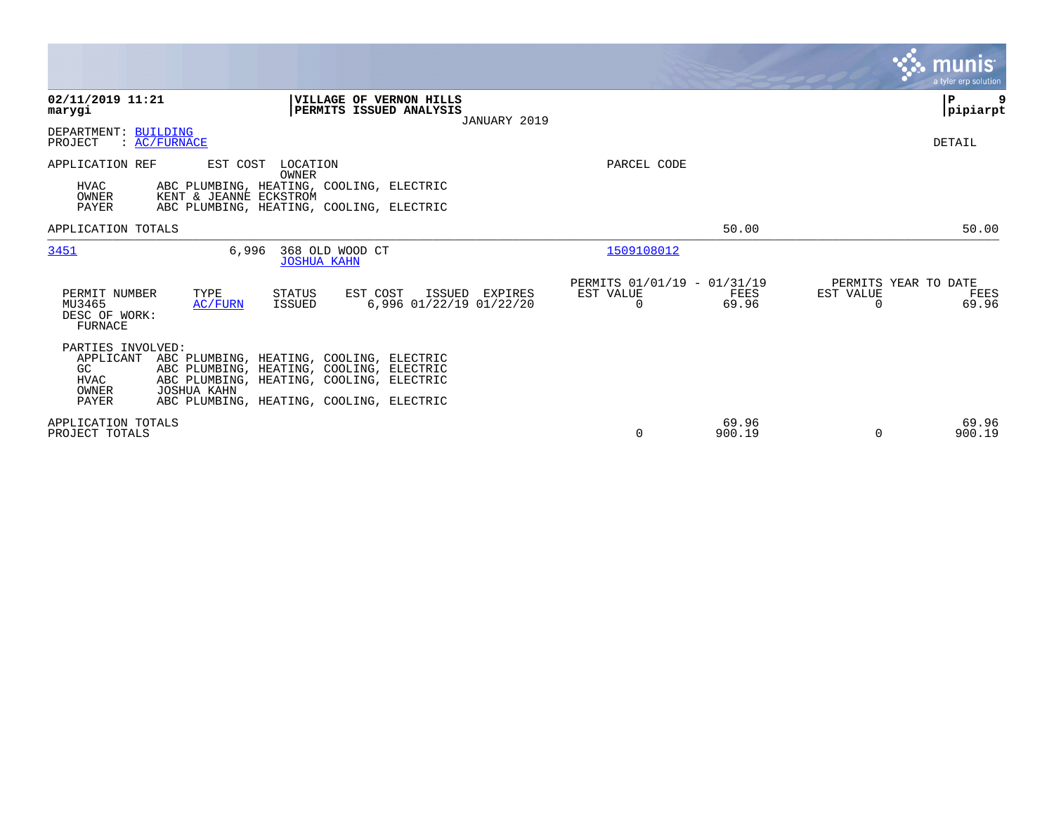02/11/2019 11:21
marygi

**VILLAGE OF VERNON HILLS**
**PERMITS ISSUED ANALYSIS**
JANUARY 2019

P 9
pipiarpt

DEPARTMENT: BUILDING
PROJECT : AC/FURNACE

DETAIL

APPLICATION REF    EST COST    LOCATION / OWNER    PARCEL CODE

| Role | Party |
|---|---|
| HVAC | ABC PLUMBING, HEATING, COOLING, ELECTRIC |
| OWNER | KENT & JEANNE ECKSTROM |
| PAYER | ABC PLUMBING, HEATING, COOLING, ELECTRIC |

APPLICATION TOTALS — 50.00 — 50.00

---

| APPLICATION REF | EST COST | LOCATION / OWNER | PARCEL CODE |
|---|---|---|---|
| 3451 | 6,996 | 368 OLD WOOD CT / JOSHUA KAHN | 1509108012 |

| PERMIT NUMBER | TYPE | STATUS | EST COST | ISSUED | EXPIRES | PERMITS 01/01/19 - 01/31/19 EST VALUE | FEES | PERMITS YEAR TO DATE EST VALUE | FEES |
|---|---|---|---|---|---|---|---|---|---|
| MU3465 | AC/FURN | ISSUED | 6,996 | 01/22/19 | 01/22/20 | 0 | 69.96 | 0 | 69.96 |

DESC OF WORK:
FURNACE

PARTIES INVOLVED:

| Role | Party |
|---|---|
| APPLICANT | ABC PLUMBING, HEATING, COOLING, ELECTRIC |
| GC | ABC PLUMBING, HEATING, COOLING, ELECTRIC |
| HVAC | ABC PLUMBING, HEATING, COOLING, ELECTRIC |
| OWNER | JOSHUA KAHN |
| PAYER | ABC PLUMBING, HEATING, COOLING, ELECTRIC |

| | EST VALUE | FEES | EST VALUE | FEES |
|---|---|---|---|---|
| APPLICATION TOTALS | | 69.96 | | 69.96 |
| PROJECT TOTALS | 0 | 900.19 | 0 | 900.19 |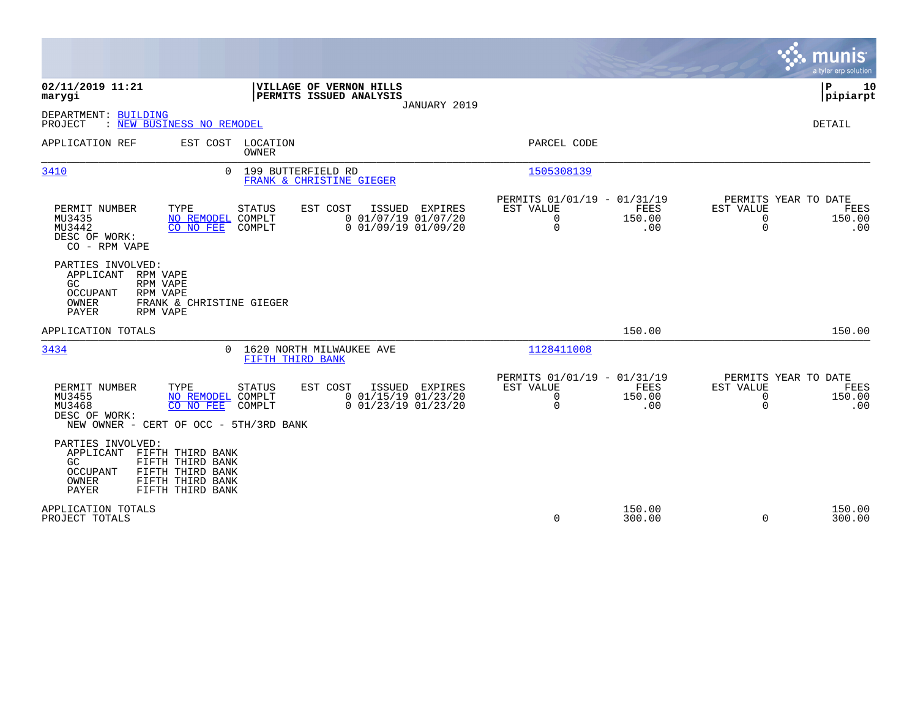**02/11/2019 11:21**
**marygi**

**VILLAGE OF VERNON HILLS**
**PERMITS ISSUED ANALYSIS**
JANUARY 2019

**P 10**
**pipiarpt**

DEPARTMENT: BUILDING
PROJECT : NEW BUSINESS NO REMODEL

DETAIL

| APPLICATION REF | EST COST | LOCATION / OWNER | PARCEL CODE |
|---|---|---|---|
| 3410 | 0 | 199 BUTTERFIELD RD / FRANK & CHRISTINE GIEGER | 1505308139 |

| PERMIT NUMBER | TYPE | STATUS | EST COST | ISSUED | EXPIRES | PERMITS 01/01/19 - 01/31/19 EST VALUE | FEES | PERMITS YEAR TO DATE EST VALUE | FEES |
|---|---|---|---|---|---|---|---|---|---|
| MU3435 | NO REMODEL | COMPLT | 0 | 01/07/19 | 01/07/20 | 0 | 150.00 | 0 | 150.00 |
| MU3442 | CO NO FEE | COMPLT | 0 | 01/09/19 | 01/09/20 | 0 | .00 | 0 | .00 |

DESC OF WORK:
CO - RPM VAPE

PARTIES INVOLVED:
- APPLICANT RPM VAPE
- GC RPM VAPE
- OCCUPANT RPM VAPE
- OWNER FRANK & CHRISTINE GIEGER
- PAYER RPM VAPE

APPLICATION TOTALS 150.00 150.00

| APPLICATION REF | EST COST | LOCATION / OWNER | PARCEL CODE |
|---|---|---|---|
| 3434 | 0 | 1620 NORTH MILWAUKEE AVE / FIFTH THIRD BANK | 1128411008 |

| PERMIT NUMBER | TYPE | STATUS | EST COST | ISSUED | EXPIRES | PERMITS 01/01/19 - 01/31/19 EST VALUE | FEES | PERMITS YEAR TO DATE EST VALUE | FEES |
|---|---|---|---|---|---|---|---|---|---|
| MU3455 | NO REMODEL | COMPLT | 0 | 01/15/19 | 01/23/20 | 0 | 150.00 | 0 | 150.00 |
| MU3468 | CO NO FEE | COMPLT | 0 | 01/23/19 | 01/23/20 | 0 | .00 | 0 | .00 |

DESC OF WORK:
NEW OWNER - CERT OF OCC - 5TH/3RD BANK

PARTIES INVOLVED:
- APPLICANT FIFTH THIRD BANK
- GC FIFTH THIRD BANK
- OCCUPANT FIFTH THIRD BANK
- OWNER FIFTH THIRD BANK
- PAYER FIFTH THIRD BANK

| | EST VALUE | FEES | YTD EST VALUE | YTD FEES |
|---|---|---|---|---|
| APPLICATION TOTALS | | 150.00 | | 150.00 |
| PROJECT TOTALS | 0 | 300.00 | 0 | 300.00 |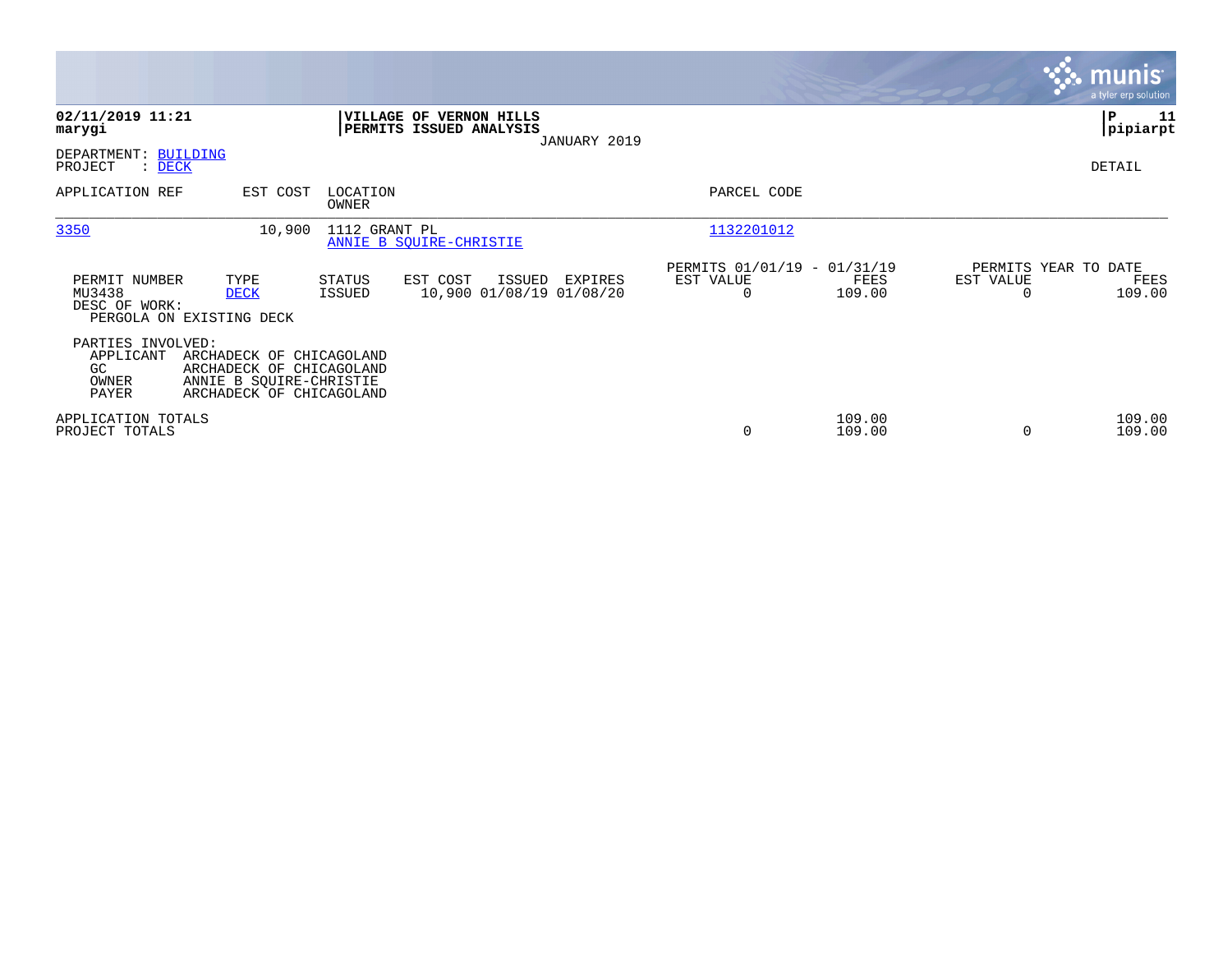**02/11/2019 11:21**
**marygi**

**VILLAGE OF VERNON HILLS**
**PERMITS ISSUED ANALYSIS**
JANUARY 2019

**P 11**
**pipiarpt**

DEPARTMENT: BUILDING
PROJECT : DECK

DETAIL

| APPLICATION REF | EST COST | LOCATION / OWNER | PARCEL CODE |
|---|---|---|---|
| 3350 | 10,900 | 1112 GRANT PL / ANNIE B SQUIRE-CHRISTIE | 1132201012 |

| PERMIT NUMBER | TYPE | STATUS | EST COST | ISSUED | EXPIRES | PERMITS 01/01/19 - 01/31/19 EST VALUE | FEES | PERMITS YEAR TO DATE EST VALUE | FEES |
|---|---|---|---|---|---|---|---|---|---|
| MU3438 | DECK | ISSUED | 10,900 | 01/08/19 | 01/08/20 | 0 | 109.00 | 0 | 109.00 |

DESC OF WORK:
PERGOLA ON EXISTING DECK

PARTIES INVOLVED:

| | |
|---|---|
| APPLICANT | ARCHADECK OF CHICAGOLAND |
| GC | ARCHADECK OF CHICAGOLAND |
| OWNER | ANNIE B SQUIRE-CHRISTIE |
| PAYER | ARCHADECK OF CHICAGOLAND |

| | EST VALUE | FEES | YTD EST VALUE | YTD FEES |
|---|---|---|---|---|
| APPLICATION TOTALS | | 109.00 | | 109.00 |
| PROJECT TOTALS | 0 | 109.00 | 0 | 109.00 |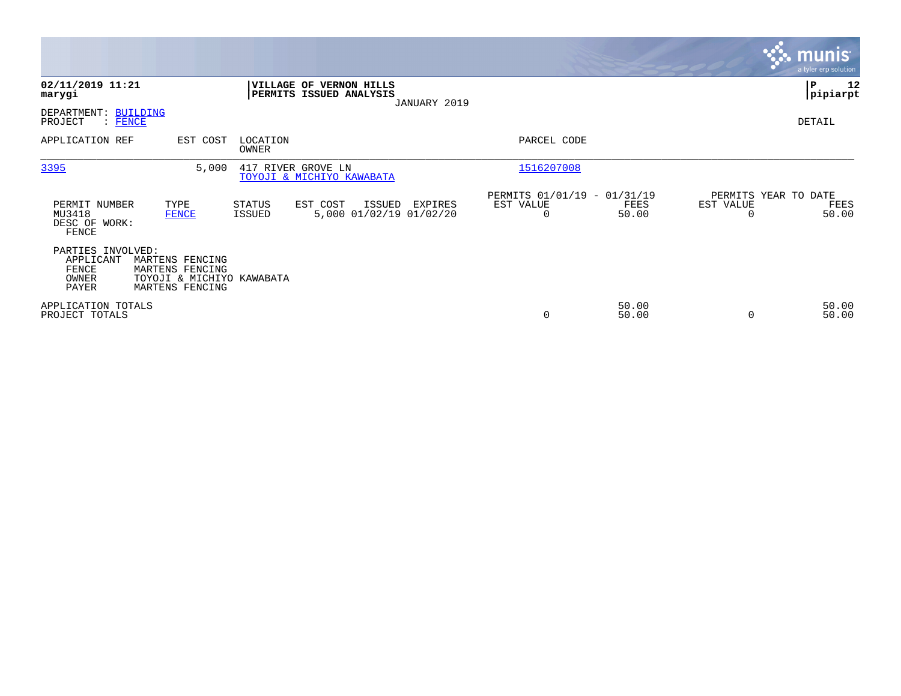**02/11/2019 11:21** | **VILLAGE OF VERNON HILLS** | **P 12**
**marygi** | **PERMITS ISSUED ANALYSIS** | **pipiarpt**
JANUARY 2019

DEPARTMENT: BUILDING
PROJECT : FENCE

DETAIL

| APPLICATION REF | EST COST | LOCATION / OWNER | PARCEL CODE |
|---|---|---|---|
| 3395 | 5,000 | 417 RIVER GROVE LN / TOYOJI & MICHIYO KAWABATA | 1516207008 |

| PERMIT NUMBER | TYPE | STATUS | EST COST | ISSUED | EXPIRES | PERMITS 01/01/19 - 01/31/19 EST VALUE | FEES | PERMITS YEAR TO DATE EST VALUE | FEES |
|---|---|---|---|---|---|---|---|---|---|
| MU3418 | FENCE | ISSUED | 5,000 | 01/02/19 | 01/02/20 | 0 | 50.00 | 0 | 50.00 |

DESC OF WORK:
FENCE

PARTIES INVOLVED:
- APPLICANT MARTENS FENCING
- FENCE MARTENS FENCING
- OWNER TOYOJI & MICHIYO KAWABATA
- PAYER MARTENS FENCING

| | EST VALUE | FEES | YTD EST VALUE | YTD FEES |
|---|---|---|---|---|
| APPLICATION TOTALS | | 50.00 | | 50.00 |
| PROJECT TOTALS | 0 | 50.00 | 0 | 50.00 |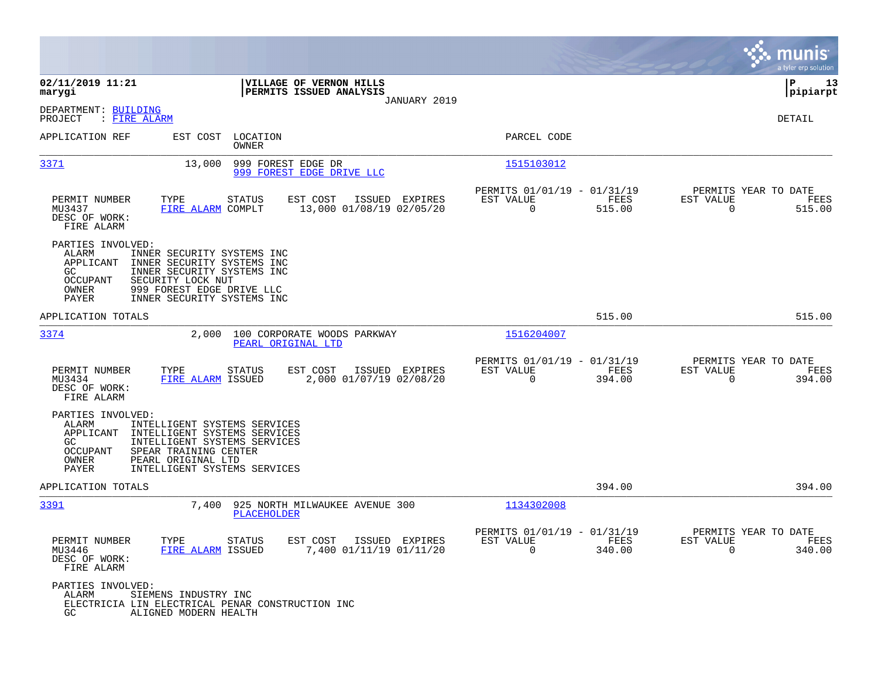**02/11/2019 11:21**
**marygi**

**VILLAGE OF VERNON HILLS**
**PERMITS ISSUED ANALYSIS**
JANUARY 2019

**P 13**
**pipiarpt**

DEPARTMENT: BUILDING
PROJECT : FIRE ALARM

DETAIL

| APPLICATION REF | EST COST | LOCATION / OWNER | PARCEL CODE |
|---|---|---|---|
| 3371 | 13,000 | 999 FOREST EDGE DR / 999 FOREST EDGE DRIVE LLC | 1515103012 |

| PERMIT NUMBER | TYPE | STATUS | EST COST | ISSUED | EXPIRES | PERMITS 01/01/19 - 01/31/19 EST VALUE | FEES | PERMITS YEAR TO DATE EST VALUE | FEES |
|---|---|---|---|---|---|---|---|---|---|
| MU3437 | FIRE ALARM | COMPLT | 13,000 | 01/08/19 | 02/05/20 | 0 | 515.00 | 0 | 515.00 |

DESC OF WORK:
FIRE ALARM

PARTIES INVOLVED:
- ALARM: INNER SECURITY SYSTEMS INC
- APPLICANT: INNER SECURITY SYSTEMS INC
- GC: INNER SECURITY SYSTEMS INC
- OCCUPANT: SECURITY LOCK NUT
- OWNER: 999 FOREST EDGE DRIVE LLC
- PAYER: INNER SECURITY SYSTEMS INC

APPLICATION TOTALS: 515.00 | 515.00

| APPLICATION REF | EST COST | LOCATION / OWNER | PARCEL CODE |
|---|---|---|---|
| 3374 | 2,000 | 100 CORPORATE WOODS PARKWAY / PEARL ORIGINAL LTD | 1516204007 |

| PERMIT NUMBER | TYPE | STATUS | EST COST | ISSUED | EXPIRES | PERMITS 01/01/19 - 01/31/19 EST VALUE | FEES | PERMITS YEAR TO DATE EST VALUE | FEES |
|---|---|---|---|---|---|---|---|---|---|
| MU3434 | FIRE ALARM | ISSUED | 2,000 | 01/07/19 | 02/08/20 | 0 | 394.00 | 0 | 394.00 |

DESC OF WORK:
FIRE ALARM

PARTIES INVOLVED:
- ALARM: INTELLIGENT SYSTEMS SERVICES
- APPLICANT: INTELLIGENT SYSTEMS SERVICES
- GC: INTELLIGENT SYSTEMS SERVICES
- OCCUPANT: SPEAR TRAINING CENTER
- OWNER: PEARL ORIGINAL LTD
- PAYER: INTELLIGENT SYSTEMS SERVICES

APPLICATION TOTALS: 394.00 | 394.00

| APPLICATION REF | EST COST | LOCATION / OWNER | PARCEL CODE |
|---|---|---|---|
| 3391 | 7,400 | 925 NORTH MILWAUKEE AVENUE 300 / PLACEHOLDER | 1134302008 |

| PERMIT NUMBER | TYPE | STATUS | EST COST | ISSUED | EXPIRES | PERMITS 01/01/19 - 01/31/19 EST VALUE | FEES | PERMITS YEAR TO DATE EST VALUE | FEES |
|---|---|---|---|---|---|---|---|---|---|
| MU3446 | FIRE ALARM | ISSUED | 7,400 | 01/11/19 | 01/11/20 | 0 | 340.00 | 0 | 340.00 |

DESC OF WORK:
FIRE ALARM

PARTIES INVOLVED:
- ALARM: SIEMENS INDUSTRY INC
- ELECTRICIA: LIN ELECTRICAL PENAR CONSTRUCTION INC
- GC: ALIGNED MODERN HEALTH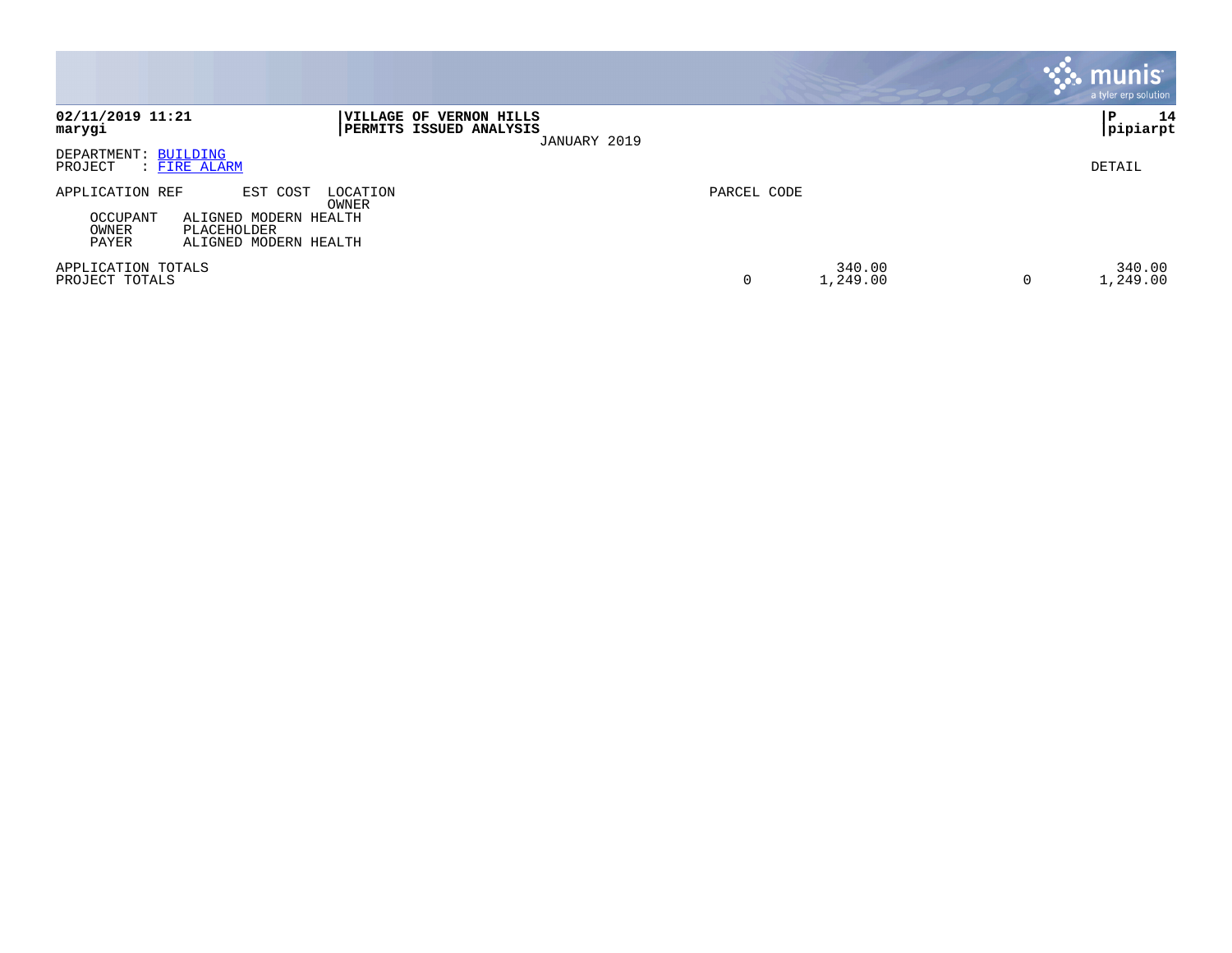**02/11/2019 11:21**
**marygi**

**VILLAGE OF VERNON HILLS**
**PERMITS ISSUED ANALYSIS**
JANUARY 2019

**P 14**
**pipiarpt**

DEPARTMENT: BUILDING
PROJECT : FIRE ALARM

DETAIL

| APPLICATION REF | EST COST | LOCATION / OWNER | PARCEL CODE | | | |
|---|---|---|---|---|---|---|
| OCCUPANT | ALIGNED MODERN HEALTH | | | | | |
| OWNER | PLACEHOLDER | | | | | |
| PAYER | ALIGNED MODERN HEALTH | | | | | |
| APPLICATION TOTALS | | | | 340.00 | | 340.00 |
| PROJECT TOTALS | | | 0 | 1,249.00 | 0 | 1,249.00 |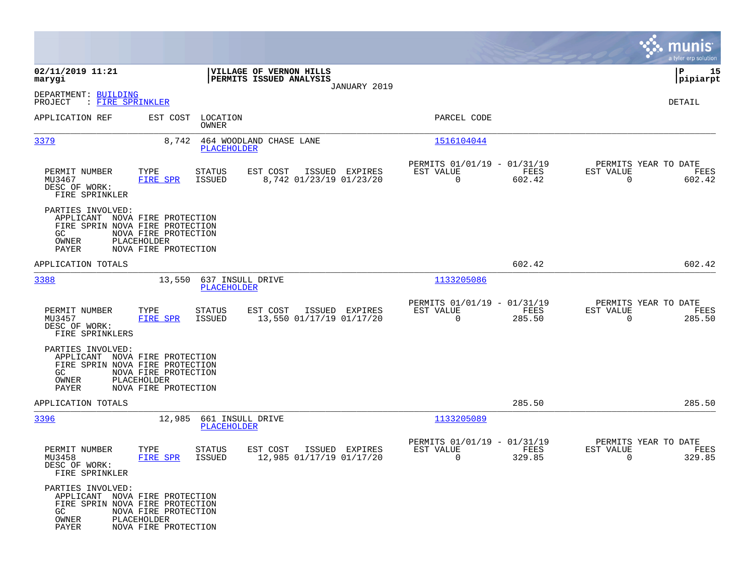**02/11/2019 11:21**
**marygi**

**VILLAGE OF VERNON HILLS**
**PERMITS ISSUED ANALYSIS**
JANUARY 2019

**pipiarpt**

DEPARTMENT: BUILDING
PROJECT : FIRE SPRINKLER

DETAIL

| APPLICATION REF | EST COST | LOCATION / OWNER | PARCEL CODE |
|---|---|---|---|
| 3379 | 8,742 | 464 WOODLAND CHASE LANE / PLACEHOLDER | 1516104044 |

| PERMIT NUMBER | TYPE | STATUS | EST COST | ISSUED | EXPIRES | PERMITS 01/01/19 - 01/31/19 EST VALUE | FEES | PERMITS YEAR TO DATE EST VALUE | FEES |
|---|---|---|---|---|---|---|---|---|---|
| MU3467 | FIRE SPR | ISSUED | 8,742 | 01/23/19 | 01/23/20 | 0 | 602.42 | 0 | 602.42 |

DESC OF WORK:
FIRE SPRINKLER

PARTIES INVOLVED:
- APPLICANT NOVA FIRE PROTECTION
- FIRE SPRIN NOVA FIRE PROTECTION
- GC NOVA FIRE PROTECTION
- OWNER PLACEHOLDER
- PAYER NOVA FIRE PROTECTION

APPLICATION TOTALS: 602.42 | 602.42

| APPLICATION REF | EST COST | LOCATION / OWNER | PARCEL CODE |
|---|---|---|---|
| 3388 | 13,550 | 637 INSULL DRIVE / PLACEHOLDER | 1133205086 |

| PERMIT NUMBER | TYPE | STATUS | EST COST | ISSUED | EXPIRES | PERMITS 01/01/19 - 01/31/19 EST VALUE | FEES | PERMITS YEAR TO DATE EST VALUE | FEES |
|---|---|---|---|---|---|---|---|---|---|
| MU3457 | FIRE SPR | ISSUED | 13,550 | 01/17/19 | 01/17/20 | 0 | 285.50 | 0 | 285.50 |

DESC OF WORK:
FIRE SPRINKLERS

PARTIES INVOLVED:
- APPLICANT NOVA FIRE PROTECTION
- FIRE SPRIN NOVA FIRE PROTECTION
- GC NOVA FIRE PROTECTION
- OWNER PLACEHOLDER
- PAYER NOVA FIRE PROTECTION

APPLICATION TOTALS: 285.50 | 285.50

| APPLICATION REF | EST COST | LOCATION / OWNER | PARCEL CODE |
|---|---|---|---|
| 3396 | 12,985 | 661 INSULL DRIVE / PLACEHOLDER | 1133205089 |

| PERMIT NUMBER | TYPE | STATUS | EST COST | ISSUED | EXPIRES | PERMITS 01/01/19 - 01/31/19 EST VALUE | FEES | PERMITS YEAR TO DATE EST VALUE | FEES |
|---|---|---|---|---|---|---|---|---|---|
| MU3458 | FIRE SPR | ISSUED | 12,985 | 01/17/19 | 01/17/20 | 0 | 329.85 | 0 | 329.85 |

DESC OF WORK:
FIRE SPRINKLER

PARTIES INVOLVED:
- APPLICANT NOVA FIRE PROTECTION
- FIRE SPRIN NOVA FIRE PROTECTION
- GC NOVA FIRE PROTECTION
- OWNER PLACEHOLDER
- PAYER NOVA FIRE PROTECTION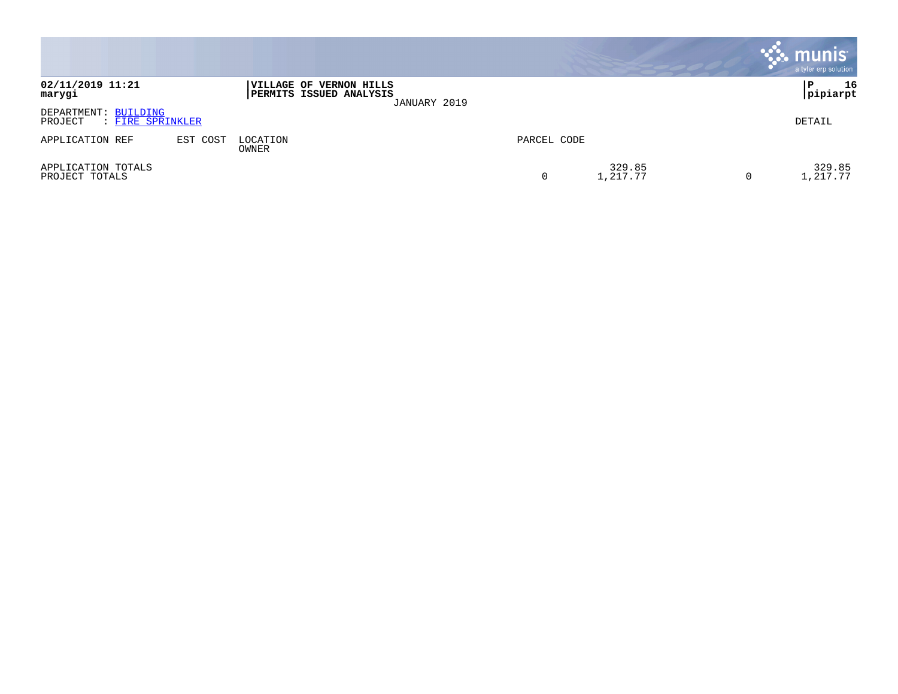**VILLAGE OF VERNON HILLS**
**PERMITS ISSUED ANALYSIS**
JANUARY 2019

**02/11/2019 11:21**
**marygi**

DEPARTMENT: BUILDING
PROJECT : FIRE SPRINKLER

DETAIL

| APPLICATION REF | EST COST | LOCATION OWNER | PARCEL CODE | | | |
|---|---|---|---|---|---|---|
| APPLICATION TOTALS | | | | 329.85 | | 329.85 |
| PROJECT TOTALS | | | 0 | 1,217.77 | 0 | 1,217.77 |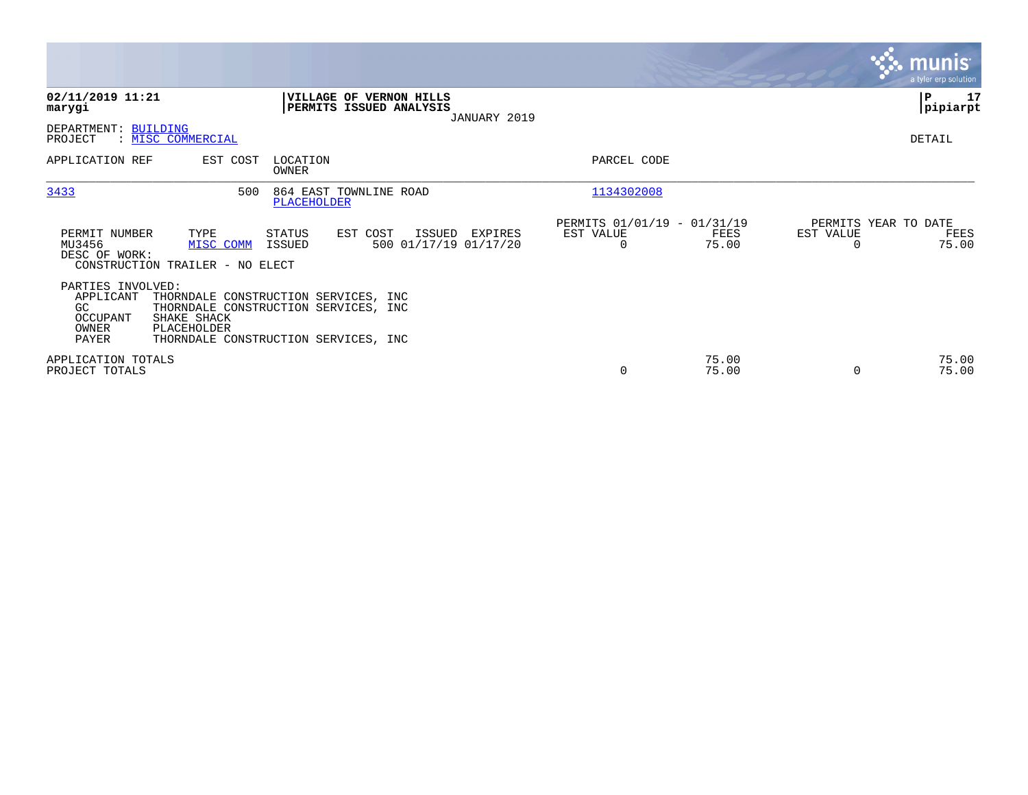**02/11/2019 11:21**
**marygi**

**VILLAGE OF VERNON HILLS**
**PERMITS ISSUED ANALYSIS**
JANUARY 2019

**P 17**
**pipiarpt**

DEPARTMENT: BUILDING
PROJECT : MISC COMMERCIAL

DETAIL

| APPLICATION REF | EST COST | LOCATION / OWNER | PARCEL CODE |
|---|---|---|---|
| 3433 | 500 | 864 EAST TOWNLINE ROAD / PLACEHOLDER | 1134302008 |

| PERMIT NUMBER | TYPE | STATUS | EST COST | ISSUED | EXPIRES | PERMITS 01/01/19 - 01/31/19 EST VALUE | FEES | PERMITS YEAR TO DATE EST VALUE | FEES |
|---|---|---|---|---|---|---|---|---|---|
| MU3456 | MISC COMM | ISSUED | 500 | 01/17/19 | 01/17/20 | 0 | 75.00 | 0 | 75.00 |

DESC OF WORK:
CONSTRUCTION TRAILER - NO ELECT

PARTIES INVOLVED:

| | |
|---|---|
| APPLICANT | THORNDALE CONSTRUCTION SERVICES, INC |
| GC | THORNDALE CONSTRUCTION SERVICES, INC |
| OCCUPANT | SHAKE SHACK |
| OWNER | PLACEHOLDER |
| PAYER | THORNDALE CONSTRUCTION SERVICES, INC |

| | EST VALUE | FEES | YTD EST VALUE | YTD FEES |
|---|---|---|---|---|
| APPLICATION TOTALS | | 75.00 | | 75.00 |
| PROJECT TOTALS | 0 | 75.00 | 0 | 75.00 |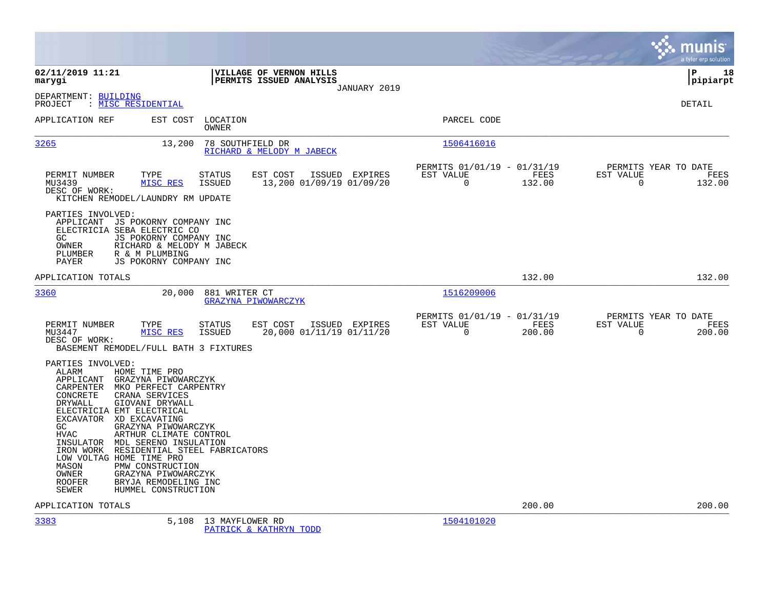**02/11/2019 11:21**
**marygi**

**VILLAGE OF VERNON HILLS**
**PERMITS ISSUED ANALYSIS**
JANUARY 2019

**P 18**
**pipiarpt**

DEPARTMENT: BUILDING
PROJECT : MISC RESIDENTIAL

DETAIL

| APPLICATION REF | EST COST | LOCATION / OWNER | PARCEL CODE |
|---|---|---|---|
| 3265 | 13,200 | 78 SOUTHFIELD DR / RICHARD & MELODY M JABECK | 1506416016 |

| PERMIT NUMBER | TYPE | STATUS | EST COST | ISSUED | EXPIRES | PERMITS 01/01/19 - 01/31/19 EST VALUE | FEES | PERMITS YEAR TO DATE EST VALUE | FEES |
|---|---|---|---|---|---|---|---|---|---|
| MU3439 | MISC RES | ISSUED | 13,200 | 01/09/19 | 01/09/20 | 0 | 132.00 | 0 | 132.00 |

DESC OF WORK:
KITCHEN REMODEL/LAUNDRY RM UPDATE

PARTIES INVOLVED:
- APPLICANT JS POKORNY COMPANY INC
- ELECTRICIA SEBA ELECTRIC CO
- GC JS POKORNY COMPANY INC
- OWNER RICHARD & MELODY M JABECK
- PLUMBER R & M PLUMBING
- PAYER JS POKORNY COMPANY INC

APPLICATION TOTALS: 132.00 | 132.00

| APPLICATION REF | EST COST | LOCATION / OWNER | PARCEL CODE |
|---|---|---|---|
| 3360 | 20,000 | 881 WRITER CT / GRAZYNA PIWOWARCZYK | 1516209006 |

| PERMIT NUMBER | TYPE | STATUS | EST COST | ISSUED | EXPIRES | PERMITS 01/01/19 - 01/31/19 EST VALUE | FEES | PERMITS YEAR TO DATE EST VALUE | FEES |
|---|---|---|---|---|---|---|---|---|---|
| MU3447 | MISC RES | ISSUED | 20,000 | 01/11/19 | 01/11/20 | 0 | 200.00 | 0 | 200.00 |

DESC OF WORK:
BASEMENT REMODEL/FULL BATH 3 FIXTURES

PARTIES INVOLVED:
- ALARM HOME TIME PRO
- APPLICANT GRAZYNA PIWOWARCZYK
- CARPENTER MKO PERFECT CARPENTRY
- CONCRETE CRANA SERVICES
- DRYWALL GIOVANI DRYWALL
- ELECTRICIA EMT ELECTRICAL
- EXCAVATOR XD EXCAVATING
- GC GRAZYNA PIWOWARCZYK
- HVAC ARTHUR CLIMATE CONTROL
- INSULATOR MDL SERENO INSULATION
- IRON WORK RESIDENTIAL STEEL FABRICATORS
- LOW VOLTAG HOME TIME PRO
- MASON PMW CONSTRUCTION
- OWNER GRAZYNA PIWOWARCZYK
- ROOFER BRYJA REMODELING INC
- SEWER HUMMEL CONSTRUCTION

APPLICATION TOTALS: 200.00 | 200.00

| APPLICATION REF | EST COST | LOCATION / OWNER | PARCEL CODE |
|---|---|---|---|
| 3383 | 5,108 | 13 MAYFLOWER RD / PATRICK & KATHRYN TODD | 1504101020 |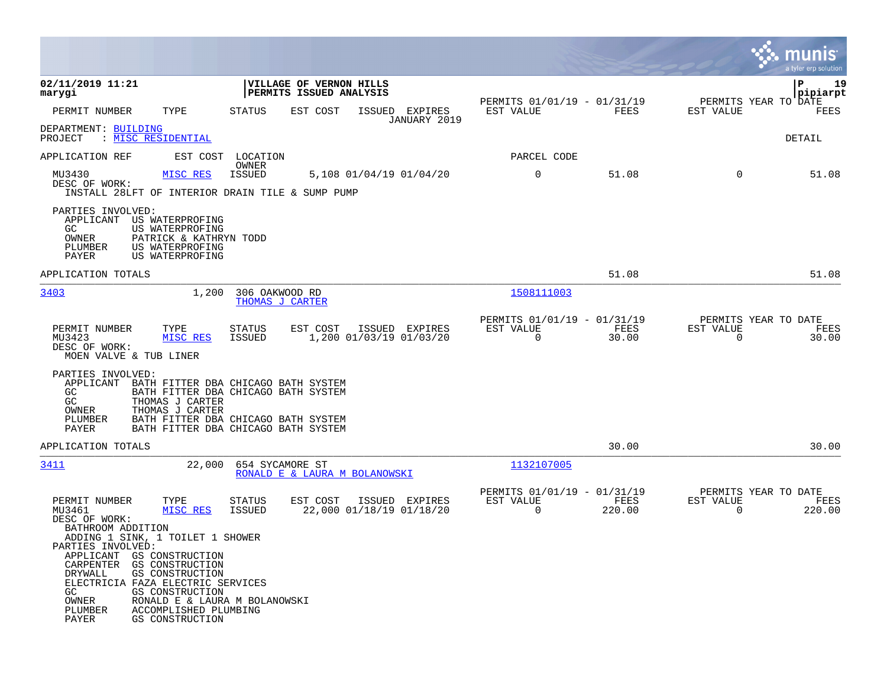**VILLAGE OF VERNON HILLS**
**PERMITS ISSUED ANALYSIS**

02/11/2019 11:21
marygi

pipiarpt

| PERMIT NUMBER | TYPE | STATUS | EST COST | ISSUED | EXPIRES | PERMITS 01/01/19 - 01/31/19 EST VALUE | FEES | PERMITS YEAR TO DATE EST VALUE | FEES |
|---|---|---|---|---|---|---|---|---|---|

JANUARY 2019

DEPARTMENT: BUILDING
PROJECT : MISC RESIDENTIAL

DETAIL

APPLICATION REF　EST COST　LOCATION / OWNER　PARCEL CODE

| PERMIT NUMBER | TYPE | STATUS | EST COST | ISSUED | EXPIRES | EST VALUE | FEES | EST VALUE | FEES |
|---|---|---|---|---|---|---|---|---|---|
| MU3430 | MISC RES | ISSUED | 5,108 | 01/04/19 | 01/04/20 | 0 | 51.08 | 0 | 51.08 |

DESC OF WORK:
INSTALL 28LFT OF INTERIOR DRAIN TILE & SUMP PUMP

PARTIES INVOLVED:
- APPLICANT US WATERPROFING
- GC US WATERPROFING
- OWNER PATRICK & KATHRYN TODD
- PLUMBER US WATERPROFING
- PAYER US WATERPROFING

APPLICATION TOTALS　51.08　51.08

---

3403　1,200　306 OAKWOOD RD　THOMAS J CARTER　1508111003

| PERMIT NUMBER | TYPE | STATUS | EST COST | ISSUED | EXPIRES | PERMITS 01/01/19 - 01/31/19 EST VALUE | FEES | PERMITS YEAR TO DATE EST VALUE | FEES |
|---|---|---|---|---|---|---|---|---|---|
| MU3423 | MISC RES | ISSUED | 1,200 | 01/03/19 | 01/03/20 | 0 | 30.00 | 0 | 30.00 |

DESC OF WORK:
MOEN VALVE & TUB LINER

PARTIES INVOLVED:
- APPLICANT BATH FITTER DBA CHICAGO BATH SYSTEM
- GC BATH FITTER DBA CHICAGO BATH SYSTEM
- GC THOMAS J CARTER
- OWNER THOMAS J CARTER
- PLUMBER BATH FITTER DBA CHICAGO BATH SYSTEM
- PAYER BATH FITTER DBA CHICAGO BATH SYSTEM

APPLICATION TOTALS　30.00　30.00

---

3411　22,000　654 SYCAMORE ST　RONALD E & LAURA M BOLANOWSKI　1132107005

| PERMIT NUMBER | TYPE | STATUS | EST COST | ISSUED | EXPIRES | PERMITS 01/01/19 - 01/31/19 EST VALUE | FEES | PERMITS YEAR TO DATE EST VALUE | FEES |
|---|---|---|---|---|---|---|---|---|---|
| MU3461 | MISC RES | ISSUED | 22,000 | 01/18/19 | 01/18/20 | 0 | 220.00 | 0 | 220.00 |

DESC OF WORK:
BATHROOM ADDITION
ADDING 1 SINK, 1 TOILET 1 SHOWER

PARTIES INVOLVED:
- APPLICANT GS CONSTRUCTION
- CARPENTER GS CONSTRUCTION
- DRYWALL GS CONSTRUCTION
- ELECTRICIA FAZA ELECTRIC SERVICES
- GC GS CONSTRUCTION
- OWNER RONALD E & LAURA M BOLANOWSKI
- PLUMBER ACCOMPLISHED PLUMBING
- PAYER GS CONSTRUCTION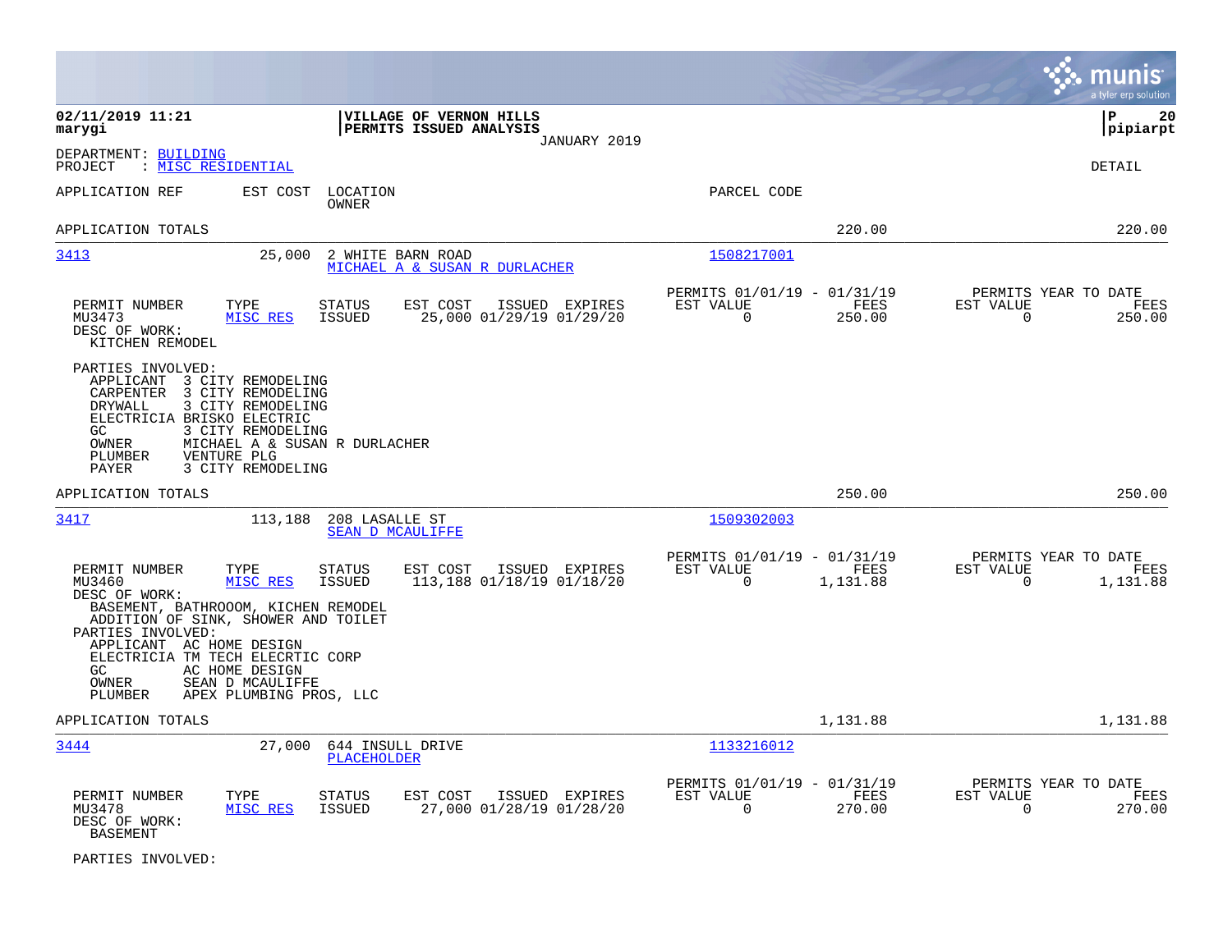**02/11/2019 11:21**
**marygi**

**VILLAGE OF VERNON HILLS**
**PERMITS ISSUED ANALYSIS**
JANUARY 2019

**P 20**
**pipiarpt**

DEPARTMENT: BUILDING
PROJECT : MISC RESIDENTIAL

DETAIL

| APPLICATION REF | EST COST | LOCATION / OWNER | PARCEL CODE | | |
|---|---|---|---|---|---|
| APPLICATION TOTALS | | | | 220.00 | 220.00 |

---

**3413** — 25,000 — 2 WHITE BARN ROAD — MICHAEL A & SUSAN R DURLACHER — Parcel: 1508217001

| PERMIT NUMBER | TYPE | STATUS | EST COST | ISSUED | EXPIRES | PERMITS 01/01/19 - 01/31/19 EST VALUE | FEES | PERMITS YEAR TO DATE EST VALUE | FEES |
|---|---|---|---|---|---|---|---|---|---|
| MU3473 | MISC RES | ISSUED | 25,000 | 01/29/19 | 01/29/20 | 0 | 250.00 | 0 | 250.00 |

DESC OF WORK:
KITCHEN REMODEL

PARTIES INVOLVED:
- APPLICANT 3 CITY REMODELING
- CARPENTER 3 CITY REMODELING
- DRYWALL 3 CITY REMODELING
- ELECTRICIA BRISKO ELECTRIC
- GC 3 CITY REMODELING
- OWNER MICHAEL A & SUSAN R DURLACHER
- PLUMBER VENTURE PLG
- PAYER 3 CITY REMODELING

APPLICATION TOTALS — 250.00 — 250.00

---

**3417** — 113,188 — 208 LASALLE ST — SEAN D MCAULIFFE — Parcel: 1509302003

| PERMIT NUMBER | TYPE | STATUS | EST COST | ISSUED | EXPIRES | PERMITS 01/01/19 - 01/31/19 EST VALUE | FEES | PERMITS YEAR TO DATE EST VALUE | FEES |
|---|---|---|---|---|---|---|---|---|---|
| MU3460 | MISC RES | ISSUED | 113,188 | 01/18/19 | 01/18/20 | 0 | 1,131.88 | 0 | 1,131.88 |

DESC OF WORK:
BASEMENT, BATHROOOM, KICHEN REMODEL
ADDITION OF SINK, SHOWER AND TOILET

PARTIES INVOLVED:
- APPLICANT AC HOME DESIGN
- ELECTRICIA TM TECH ELECRTIC CORP
- GC AC HOME DESIGN
- OWNER SEAN D MCAULIFFE
- PLUMBER APEX PLUMBING PROS, LLC

APPLICATION TOTALS — 1,131.88 — 1,131.88

---

**3444** — 27,000 — 644 INSULL DRIVE — PLACEHOLDER — Parcel: 1133216012

| PERMIT NUMBER | TYPE | STATUS | EST COST | ISSUED | EXPIRES | PERMITS 01/01/19 - 01/31/19 EST VALUE | FEES | PERMITS YEAR TO DATE EST VALUE | FEES |
|---|---|---|---|---|---|---|---|---|---|
| MU3478 | MISC RES | ISSUED | 27,000 | 01/28/19 | 01/28/20 | 0 | 270.00 | 0 | 270.00 |

DESC OF WORK:
BASEMENT

PARTIES INVOLVED: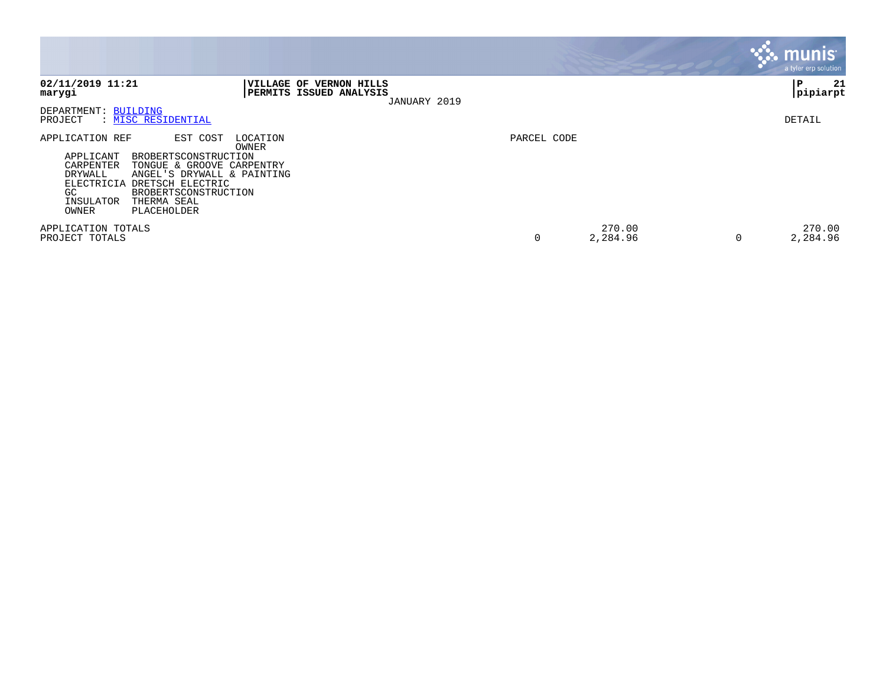**02/11/2019 11:21**
**marygi**

**VILLAGE OF VERNON HILLS**
**PERMITS ISSUED ANALYSIS**
JANUARY 2019

**P 21**
**pipiarpt**

DEPARTMENT: BUILDING
PROJECT : MISC RESIDENTIAL

DETAIL

| APPLICATION REF | EST COST | LOCATION / OWNER | PARCEL CODE | | | | |
|---|---|---|---|---|---|---|---|
| APPLICANT | BROBERTSCONSTRUCTION | | | | | | |
| CARPENTER | TONGUE & GROOVE CARPENTRY | | | | | | |
| DRYWALL | ANGEL'S DRYWALL & PAINTING | | | | | | |
| ELECTRICIA | DRETSCH ELECTRIC | | | | | | |
| GC | BROBERTSCONSTRUCTION | | | | | | |
| INSULATOR | THERMA SEAL | | | | | | |
| OWNER | PLACEHOLDER | | | | | | |
| APPLICATION TOTALS | | | | 270.00 | | 270.00 | |
| PROJECT TOTALS | | | 0 | 2,284.96 | 0 | 2,284.96 | |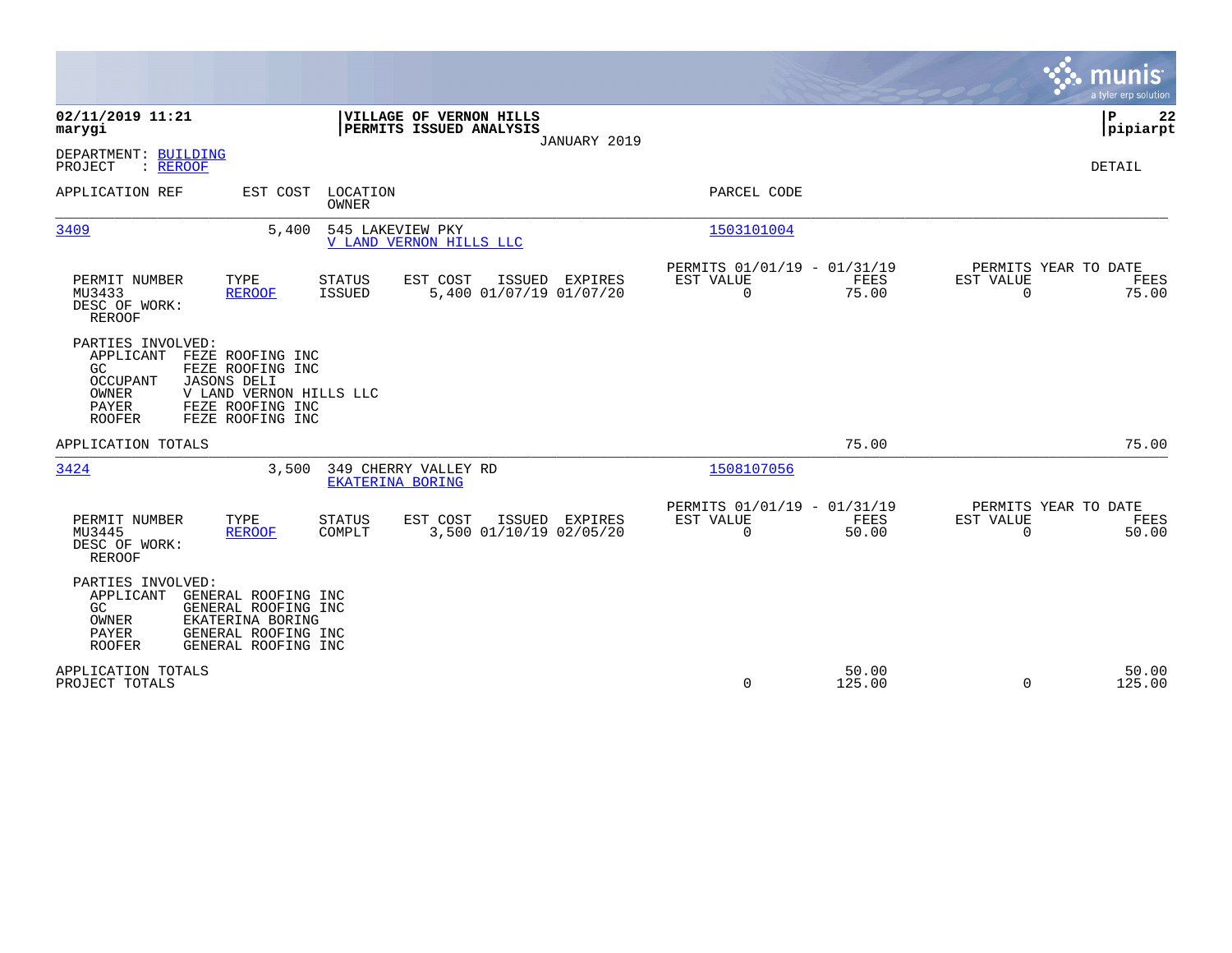**02/11/2019 11:21**
**marygi**

**VILLAGE OF VERNON HILLS**
**PERMITS ISSUED ANALYSIS**
JANUARY 2019

**P 22**
**pipiarpt**

DEPARTMENT: BUILDING
PROJECT : REROOF

DETAIL

| APPLICATION REF | EST COST | LOCATION / OWNER | PARCEL CODE |
|---|---|---|---|
| 3409 | 5,400 | 545 LAKEVIEW PKY / V LAND VERNON HILLS LLC | 1503101004 |

| PERMIT NUMBER | TYPE | STATUS | EST COST | ISSUED | EXPIRES | PERMITS 01/01/19 - 01/31/19 EST VALUE | FEES | PERMITS YEAR TO DATE EST VALUE | FEES |
|---|---|---|---|---|---|---|---|---|---|
| MU3433 | REROOF | ISSUED | 5,400 | 01/07/19 | 01/07/20 | 0 | 75.00 | 0 | 75.00 |

DESC OF WORK:
REROOF

PARTIES INVOLVED:
- APPLICANT FEZE ROOFING INC
- GC FEZE ROOFING INC
- OCCUPANT JASONS DELI
- OWNER V LAND VERNON HILLS LLC
- PAYER FEZE ROOFING INC
- ROOFER FEZE ROOFING INC

APPLICATION TOTALS: 75.00 | 75.00

| APPLICATION REF | EST COST | LOCATION / OWNER | PARCEL CODE |
|---|---|---|---|
| 3424 | 3,500 | 349 CHERRY VALLEY RD / EKATERINA BORING | 1508107056 |

| PERMIT NUMBER | TYPE | STATUS | EST COST | ISSUED | EXPIRES | PERMITS 01/01/19 - 01/31/19 EST VALUE | FEES | PERMITS YEAR TO DATE EST VALUE | FEES |
|---|---|---|---|---|---|---|---|---|---|
| MU3445 | REROOF | COMPLT | 3,500 | 01/10/19 | 02/05/20 | 0 | 50.00 | 0 | 50.00 |

DESC OF WORK:
REROOF

PARTIES INVOLVED:
- APPLICANT GENERAL ROOFING INC
- GC GENERAL ROOFING INC
- OWNER EKATERINA BORING
- PAYER GENERAL ROOFING INC
- ROOFER GENERAL ROOFING INC

| | EST VALUE | FEES | EST VALUE | FEES |
|---|---|---|---|---|
| APPLICATION TOTALS | | 50.00 | | 50.00 |
| PROJECT TOTALS | 0 | 125.00 | 0 | 125.00 |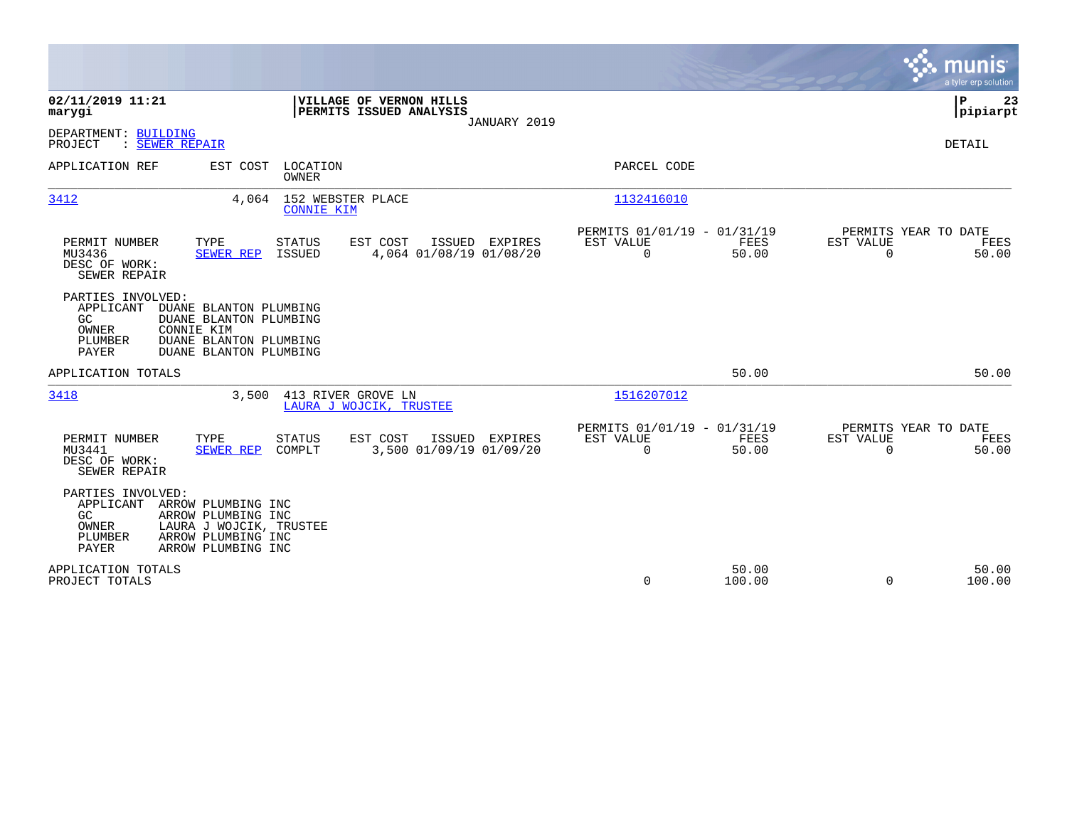**02/11/2019 11:21**
**marygi**

**VILLAGE OF VERNON HILLS**
**PERMITS ISSUED ANALYSIS**
JANUARY 2019

DEPARTMENT: BUILDING
PROJECT : SEWER REPAIR

DETAIL

| APPLICATION REF | EST COST | LOCATION / OWNER | PARCEL CODE |
|---|---|---|---|
| 3412 | 4,064 | 152 WEBSTER PLACE / CONNIE KIM | 1132416010 |

| PERMIT NUMBER | TYPE | STATUS | EST COST | ISSUED | EXPIRES | PERMITS 01/01/19 - 01/31/19 EST VALUE | FEES | PERMITS YEAR TO DATE EST VALUE | FEES |
|---|---|---|---|---|---|---|---|---|---|
| MU3436 | SEWER REP | ISSUED | 4,064 | 01/08/19 | 01/08/20 | 0 | 50.00 | 0 | 50.00 |

DESC OF WORK:
SEWER REPAIR

PARTIES INVOLVED:

| | |
|---|---|
| APPLICANT | DUANE BLANTON PLUMBING |
| GC | DUANE BLANTON PLUMBING |
| OWNER | CONNIE KIM |
| PLUMBER | DUANE BLANTON PLUMBING |
| PAYER | DUANE BLANTON PLUMBING |

APPLICATION TOTALS — 50.00 — 50.00

| APPLICATION REF | EST COST | LOCATION / OWNER | PARCEL CODE |
|---|---|---|---|
| 3418 | 3,500 | 413 RIVER GROVE LN / LAURA J WOJCIK, TRUSTEE | 1516207012 |

| PERMIT NUMBER | TYPE | STATUS | EST COST | ISSUED | EXPIRES | PERMITS 01/01/19 - 01/31/19 EST VALUE | FEES | PERMITS YEAR TO DATE EST VALUE | FEES |
|---|---|---|---|---|---|---|---|---|---|
| MU3441 | SEWER REP | COMPLT | 3,500 | 01/09/19 | 01/09/20 | 0 | 50.00 | 0 | 50.00 |

DESC OF WORK:
SEWER REPAIR

PARTIES INVOLVED:

| | |
|---|---|
| APPLICANT | ARROW PLUMBING INC |
| GC | ARROW PLUMBING INC |
| OWNER | LAURA J WOJCIK, TRUSTEE |
| PLUMBER | ARROW PLUMBING INC |
| PAYER | ARROW PLUMBING INC |

| | EST VALUE | FEES | EST VALUE | FEES |
|---|---|---|---|---|
| APPLICATION TOTALS | | 50.00 | | 50.00 |
| PROJECT TOTALS | 0 | 100.00 | 0 | 100.00 |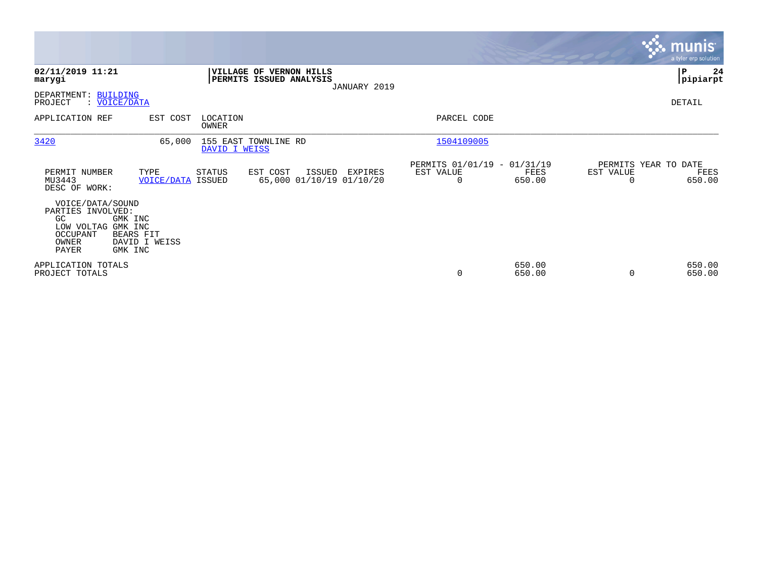**02/11/2019 11:21**
**marygi**

**VILLAGE OF VERNON HILLS**
**PERMITS ISSUED ANALYSIS**
JANUARY 2019

**pipiarpt**

DEPARTMENT: BUILDING
PROJECT : VOICE/DATA

DETAIL

| APPLICATION REF | EST COST | LOCATION / OWNER | PARCEL CODE |
|---|---|---|---|
| 3420 | 65,000 | 155 EAST TOWNLINE RD / DAVID I WEISS | 1504109005 |

| PERMIT NUMBER | TYPE | STATUS | EST COST | ISSUED | EXPIRES | PERMITS 01/01/19 - 01/31/19 EST VALUE | PERMITS 01/01/19 - 01/31/19 FEES | PERMITS YEAR TO DATE EST VALUE | PERMITS YEAR TO DATE FEES |
|---|---|---|---|---|---|---|---|---|---|
| MU3443 | VOICE/DATA | ISSUED | 65,000 | 01/10/19 | 01/10/20 | 0 | 650.00 | 0 | 650.00 |

DESC OF WORK:

VOICE/DATA/SOUND

PARTIES INVOLVED:

| | |
|---|---|
| GC | GMK INC |
| LOW VOLTAG | GMK INC |
| OCCUPANT | BEARS FIT |
| OWNER | DAVID I WEISS |
| PAYER | GMK INC |

| | EST VALUE | FEES | YTD EST VALUE | YTD FEES |
|---|---|---|---|---|
| APPLICATION TOTALS | | 650.00 | | 650.00 |
| PROJECT TOTALS | 0 | 650.00 | 0 | 650.00 |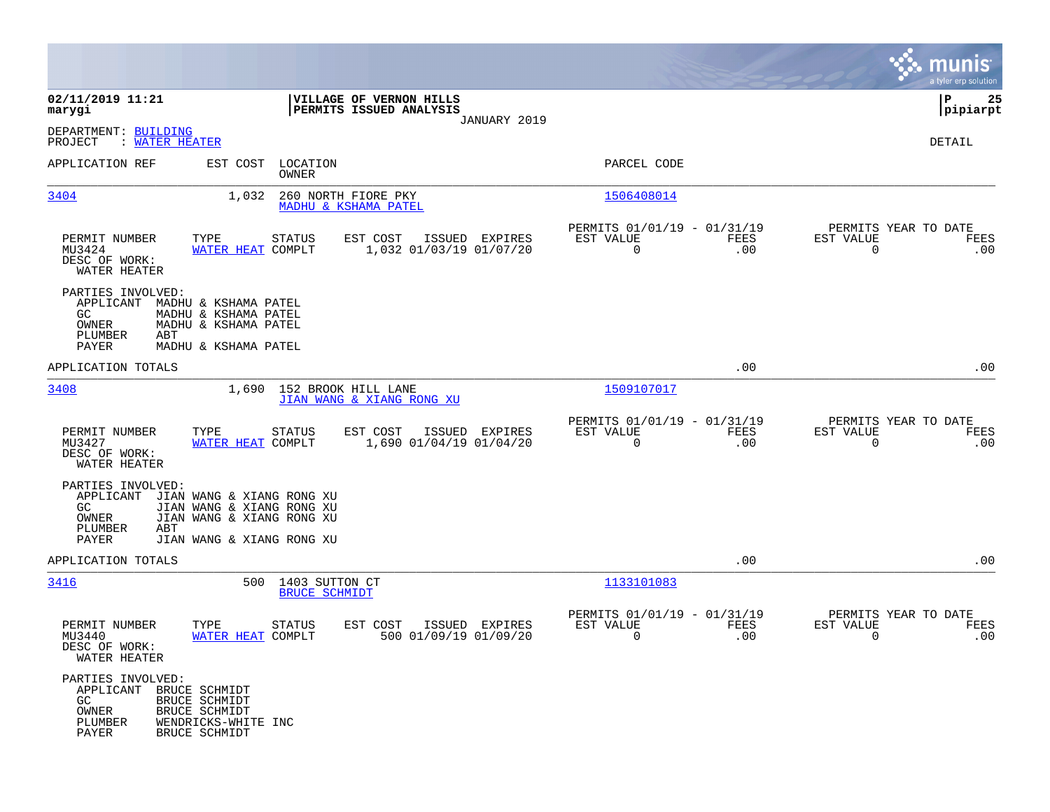**02/11/2019 11:21**
**marygi**

**VILLAGE OF VERNON HILLS**
**PERMITS ISSUED ANALYSIS**
JANUARY 2019

**P 25**
**pipiarpt**

DEPARTMENT: BUILDING
PROJECT : WATER HEATER

DETAIL

| APPLICATION REF | EST COST | LOCATION / OWNER | PARCEL CODE |
|---|---|---|---|
| 3404 | 1,032 | 260 NORTH FIORE PKY / MADHU & KSHAMA PATEL | 1506408014 |

| PERMIT NUMBER | TYPE | STATUS | EST COST | ISSUED | EXPIRES | PERMITS 01/01/19 - 01/31/19 EST VALUE | FEES | PERMITS YEAR TO DATE EST VALUE | FEES |
|---|---|---|---|---|---|---|---|---|---|
| MU3424 | WATER HEAT | COMPLT | 1,032 | 01/03/19 | 01/07/20 | 0 | .00 | 0 | .00 |

DESC OF WORK:
WATER HEATER

PARTIES INVOLVED:
- APPLICANT MADHU & KSHAMA PATEL
- GC MADHU & KSHAMA PATEL
- OWNER MADHU & KSHAMA PATEL
- PLUMBER ABT
- PAYER MADHU & KSHAMA PATEL

APPLICATION TOTALS .00 .00

| APPLICATION REF | EST COST | LOCATION / OWNER | PARCEL CODE |
|---|---|---|---|
| 3408 | 1,690 | 152 BROOK HILL LANE / JIAN WANG & XIANG RONG XU | 1509107017 |

| PERMIT NUMBER | TYPE | STATUS | EST COST | ISSUED | EXPIRES | PERMITS 01/01/19 - 01/31/19 EST VALUE | FEES | PERMITS YEAR TO DATE EST VALUE | FEES |
|---|---|---|---|---|---|---|---|---|---|
| MU3427 | WATER HEAT | COMPLT | 1,690 | 01/04/19 | 01/04/20 | 0 | .00 | 0 | .00 |

DESC OF WORK:
WATER HEATER

PARTIES INVOLVED:
- APPLICANT JIAN WANG & XIANG RONG XU
- GC JIAN WANG & XIANG RONG XU
- OWNER JIAN WANG & XIANG RONG XU
- PLUMBER ABT
- PAYER JIAN WANG & XIANG RONG XU

APPLICATION TOTALS .00 .00

| APPLICATION REF | EST COST | LOCATION / OWNER | PARCEL CODE |
|---|---|---|---|
| 3416 | 500 | 1403 SUTTON CT / BRUCE SCHMIDT | 1133101083 |

| PERMIT NUMBER | TYPE | STATUS | EST COST | ISSUED | EXPIRES | PERMITS 01/01/19 - 01/31/19 EST VALUE | FEES | PERMITS YEAR TO DATE EST VALUE | FEES |
|---|---|---|---|---|---|---|---|---|---|
| MU3440 | WATER HEAT | COMPLT | 500 | 01/09/19 | 01/09/20 | 0 | .00 | 0 | .00 |

DESC OF WORK:
WATER HEATER

PARTIES INVOLVED:
- APPLICANT BRUCE SCHMIDT
- GC BRUCE SCHMIDT
- OWNER BRUCE SCHMIDT
- PLUMBER WENDRICKS-WHITE INC
- PAYER BRUCE SCHMIDT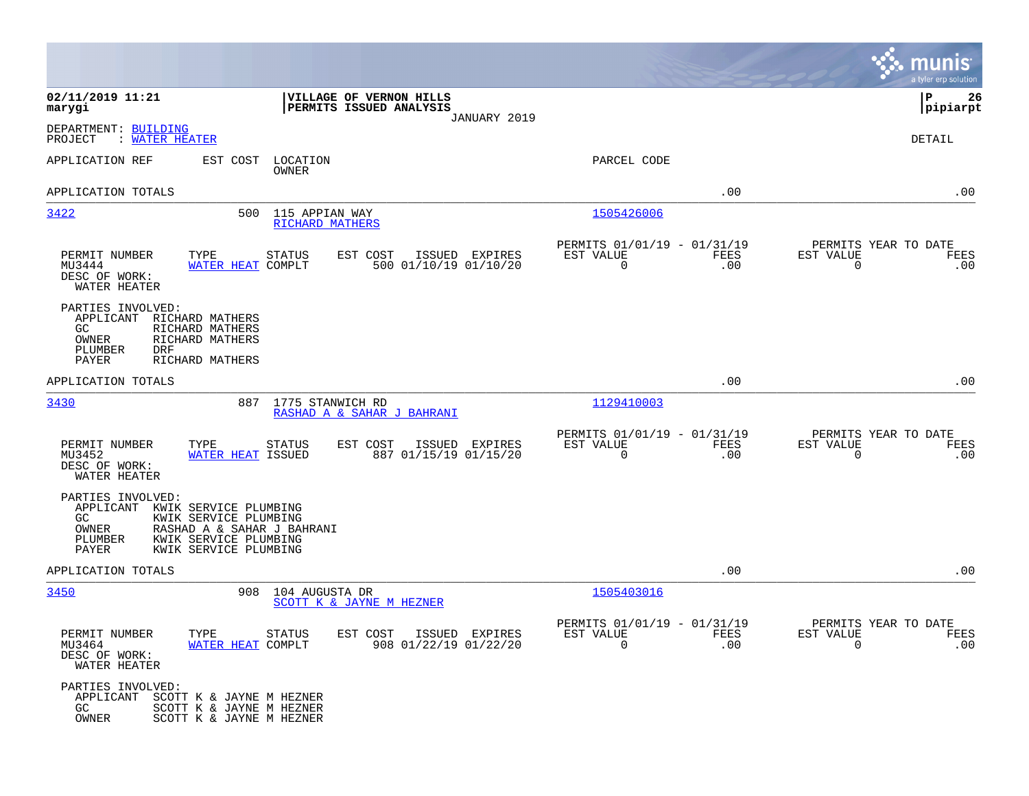**02/11/2019 11:21**
**marygi**

**VILLAGE OF VERNON HILLS**
**PERMITS ISSUED ANALYSIS**
JANUARY 2019

**P 26**
**pipiarpt**

DEPARTMENT: BUILDING
PROJECT : WATER HEATER

DETAIL

APPLICATION REF | EST COST | LOCATION / OWNER | PARCEL CODE

APPLICATION TOTALS .00 .00

---

**3422** | 500 | 115 APPIAN WAY / RICHARD MATHERS | 1505426006

| PERMIT NUMBER | TYPE | STATUS | EST COST | ISSUED | EXPIRES | PERMITS 01/01/19 - 01/31/19 EST VALUE | FEES | PERMITS YEAR TO DATE EST VALUE | FEES |
|---|---|---|---|---|---|---|---|---|---|
| MU3444 | WATER HEAT | COMPLT | 500 | 01/10/19 | 01/10/20 | 0 | .00 | 0 | .00 |

DESC OF WORK:
WATER HEATER

PARTIES INVOLVED:
- APPLICANT RICHARD MATHERS
- GC RICHARD MATHERS
- OWNER RICHARD MATHERS
- PLUMBER DRF
- PAYER RICHARD MATHERS

APPLICATION TOTALS .00 .00

---

**3430** | 887 | 1775 STANWICH RD / RASHAD A & SAHAR J BAHRANI | 1129410003

| PERMIT NUMBER | TYPE | STATUS | EST COST | ISSUED | EXPIRES | PERMITS 01/01/19 - 01/31/19 EST VALUE | FEES | PERMITS YEAR TO DATE EST VALUE | FEES |
|---|---|---|---|---|---|---|---|---|---|
| MU3452 | WATER HEAT | ISSUED | 887 | 01/15/19 | 01/15/20 | 0 | .00 | 0 | .00 |

DESC OF WORK:
WATER HEATER

PARTIES INVOLVED:
- APPLICANT KWIK SERVICE PLUMBING
- GC KWIK SERVICE PLUMBING
- OWNER RASHAD A & SAHAR J BAHRANI
- PLUMBER KWIK SERVICE PLUMBING
- PAYER KWIK SERVICE PLUMBING

APPLICATION TOTALS .00 .00

---

**3450** | 908 | 104 AUGUSTA DR / SCOTT K & JAYNE M HEZNER | 1505403016

| PERMIT NUMBER | TYPE | STATUS | EST COST | ISSUED | EXPIRES | PERMITS 01/01/19 - 01/31/19 EST VALUE | FEES | PERMITS YEAR TO DATE EST VALUE | FEES |
|---|---|---|---|---|---|---|---|---|---|
| MU3464 | WATER HEAT | COMPLT | 908 | 01/22/19 | 01/22/20 | 0 | .00 | 0 | .00 |

DESC OF WORK:
WATER HEATER

PARTIES INVOLVED:
- APPLICANT SCOTT K & JAYNE M HEZNER
- GC SCOTT K & JAYNE M HEZNER
- OWNER SCOTT K & JAYNE M HEZNER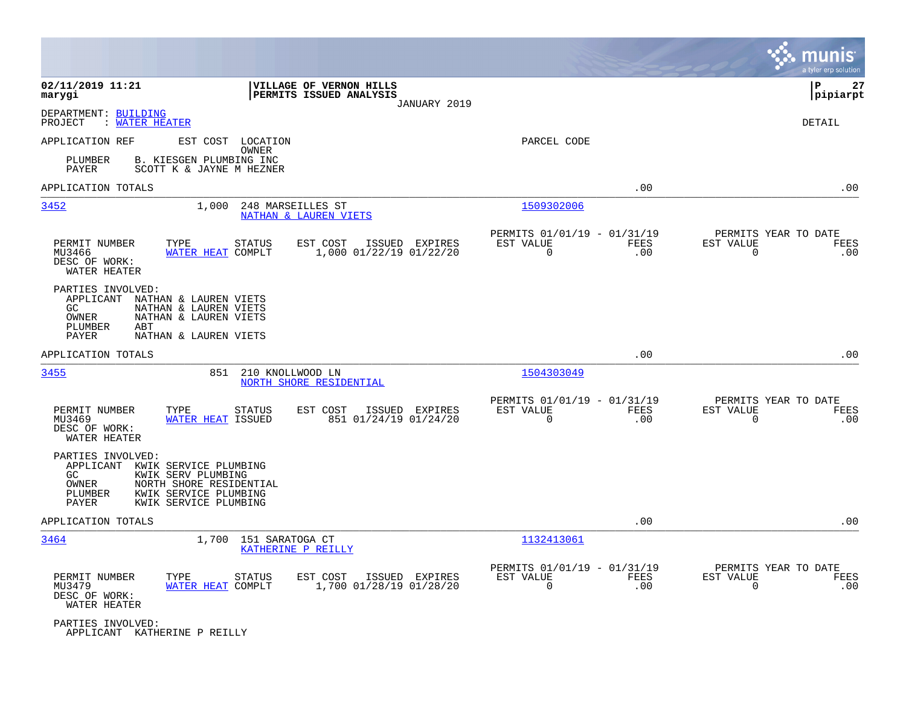**VILLAGE OF VERNON HILLS**
**PERMITS ISSUED ANALYSIS**
JANUARY 2019

02/11/2019 11:21
marygi

pipiarpt

DEPARTMENT: BUILDING
PROJECT : WATER HEATER

DETAIL

APPLICATION REF   EST COST   LOCATION   PARCEL CODE
OWNER

PLUMBER   B. KIESGEN PLUMBING INC
PAYER   SCOTT K & JAYNE M HEZNER

APPLICATION TOTALS   .00   .00

---

**3452**   1,000   248 MARSEILLES ST   1509302006
NATHAN & LAUREN VIETS

| PERMIT NUMBER | TYPE | STATUS | EST COST | ISSUED | EXPIRES | PERMITS 01/01/19 - 01/31/19 EST VALUE | FEES | PERMITS YEAR TO DATE EST VALUE | FEES |
|---|---|---|---|---|---|---|---|---|---|
| MU3466 | WATER HEAT | COMPLT | 1,000 | 01/22/19 | 01/22/20 | 0 | .00 | 0 | .00 |

DESC OF WORK:
WATER HEATER

PARTIES INVOLVED:
- APPLICANT   NATHAN & LAUREN VIETS
- GC   NATHAN & LAUREN VIETS
- OWNER   NATHAN & LAUREN VIETS
- PLUMBER   ABT
- PAYER   NATHAN & LAUREN VIETS

APPLICATION TOTALS   .00   .00

---

**3455**   851   210 KNOLLWOOD LN   1504303049
NORTH SHORE RESIDENTIAL

| PERMIT NUMBER | TYPE | STATUS | EST COST | ISSUED | EXPIRES | PERMITS 01/01/19 - 01/31/19 EST VALUE | FEES | PERMITS YEAR TO DATE EST VALUE | FEES |
|---|---|---|---|---|---|---|---|---|---|
| MU3469 | WATER HEAT | ISSUED | 851 | 01/24/19 | 01/24/20 | 0 | .00 | 0 | .00 |

DESC OF WORK:
WATER HEATER

PARTIES INVOLVED:
- APPLICANT   KWIK SERVICE PLUMBING
- GC   KWIK SERV PLUMBING
- OWNER   NORTH SHORE RESIDENTIAL
- PLUMBER   KWIK SERVICE PLUMBING
- PAYER   KWIK SERVICE PLUMBING

APPLICATION TOTALS   .00   .00

---

**3464**   1,700   151 SARATOGA CT   1132413061
KATHERINE P REILLY

| PERMIT NUMBER | TYPE | STATUS | EST COST | ISSUED | EXPIRES | PERMITS 01/01/19 - 01/31/19 EST VALUE | FEES | PERMITS YEAR TO DATE EST VALUE | FEES |
|---|---|---|---|---|---|---|---|---|---|
| MU3479 | WATER HEAT | COMPLT | 1,700 | 01/28/19 | 01/28/20 | 0 | .00 | 0 | .00 |

DESC OF WORK:
WATER HEATER

PARTIES INVOLVED:
- APPLICANT   KATHERINE P REILLY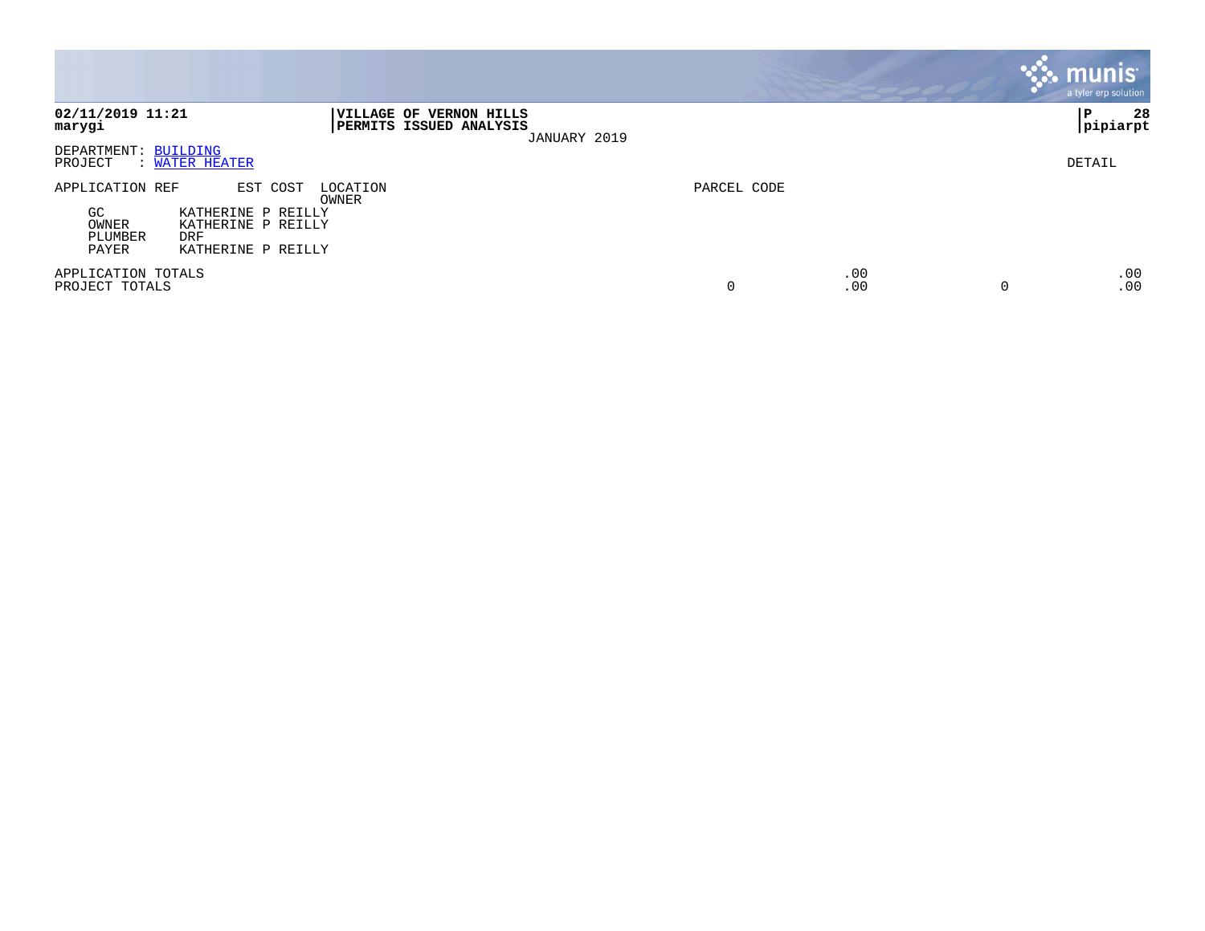**02/11/2019 11:21**
**marygi**

**VILLAGE OF VERNON HILLS**
**PERMITS ISSUED ANALYSIS**
JANUARY 2019

**P 28**
**pipiarpt**

DEPARTMENT: BUILDING
PROJECT : WATER HEATER

DETAIL

| APPLICATION REF | EST COST | LOCATION / OWNER | PARCEL CODE | | | |
|---|---|---|---|---|---|---|
| GC | KATHERINE P REILLY | | | | | |
| OWNER | KATHERINE P REILLY | | | | | |
| PLUMBER | DRF | | | | | |
| PAYER | KATHERINE P REILLY | | | | | |
| APPLICATION TOTALS | | | | .00 | | .00 |
| PROJECT TOTALS | | | 0 | .00 | 0 | .00 |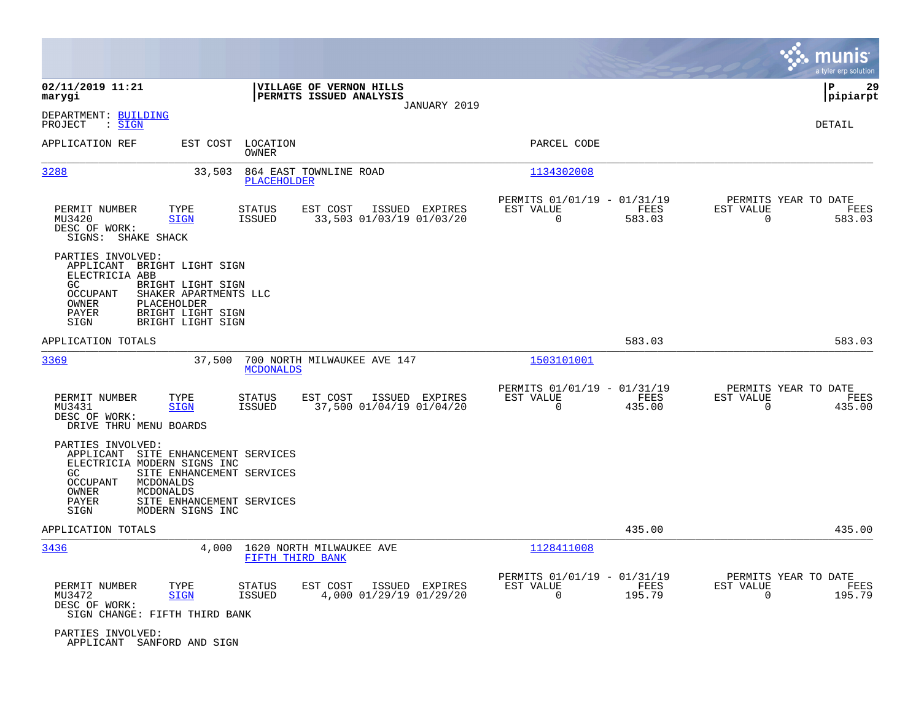**02/11/2019 11:21**
**marygi**

**VILLAGE OF VERNON HILLS**
**PERMITS ISSUED ANALYSIS**
JANUARY 2019

**pipiarpt**

DEPARTMENT: BUILDING
PROJECT : SIGN

DETAIL

| APPLICATION REF | EST COST | LOCATION / OWNER | PARCEL CODE |
|---|---|---|---|
| 3288 | 33,503 | 864 EAST TOWNLINE ROAD / PLACEHOLDER | 1134302008 |

| PERMIT NUMBER | TYPE | STATUS | EST COST | ISSUED | EXPIRES | PERMITS 01/01/19 - 01/31/19 EST VALUE | FEES | PERMITS YEAR TO DATE EST VALUE | FEES |
|---|---|---|---|---|---|---|---|---|---|
| MU3420 | SIGN | ISSUED | 33,503 | 01/03/19 | 01/03/20 | 0 | 583.03 | 0 | 583.03 |

DESC OF WORK:
SIGNS: SHAKE SHACK

PARTIES INVOLVED:
- APPLICANT BRIGHT LIGHT SIGN
- ELECTRICIA ABB
- GC BRIGHT LIGHT SIGN
- OCCUPANT SHAKER APARTMENTS LLC
- OWNER PLACEHOLDER
- PAYER BRIGHT LIGHT SIGN
- SIGN BRIGHT LIGHT SIGN

APPLICATION TOTALS 583.03 583.03

| APPLICATION REF | EST COST | LOCATION / OWNER | PARCEL CODE |
|---|---|---|---|
| 3369 | 37,500 | 700 NORTH MILWAUKEE AVE 147 / MCDONALDS | 1503101001 |

| PERMIT NUMBER | TYPE | STATUS | EST COST | ISSUED | EXPIRES | PERMITS 01/01/19 - 01/31/19 EST VALUE | FEES | PERMITS YEAR TO DATE EST VALUE | FEES |
|---|---|---|---|---|---|---|---|---|---|
| MU3431 | SIGN | ISSUED | 37,500 | 01/04/19 | 01/04/20 | 0 | 435.00 | 0 | 435.00 |

DESC OF WORK:
DRIVE THRU MENU BOARDS

PARTIES INVOLVED:
- APPLICANT SITE ENHANCEMENT SERVICES
- ELECTRICIA MODERN SIGNS INC
- GC SITE ENHANCEMENT SERVICES
- OCCUPANT MCDONALDS
- OWNER MCDONALDS
- PAYER SITE ENHANCEMENT SERVICES
- SIGN MODERN SIGNS INC

APPLICATION TOTALS 435.00 435.00

| APPLICATION REF | EST COST | LOCATION / OWNER | PARCEL CODE |
|---|---|---|---|
| 3436 | 4,000 | 1620 NORTH MILWAUKEE AVE / FIFTH THIRD BANK | 1128411008 |

| PERMIT NUMBER | TYPE | STATUS | EST COST | ISSUED | EXPIRES | PERMITS 01/01/19 - 01/31/19 EST VALUE | FEES | PERMITS YEAR TO DATE EST VALUE | FEES |
|---|---|---|---|---|---|---|---|---|---|
| MU3472 | SIGN | ISSUED | 4,000 | 01/29/19 | 01/29/20 | 0 | 195.79 | 0 | 195.79 |

DESC OF WORK:
SIGN CHANGE: FIFTH THIRD BANK

PARTIES INVOLVED:
- APPLICANT SANFORD AND SIGN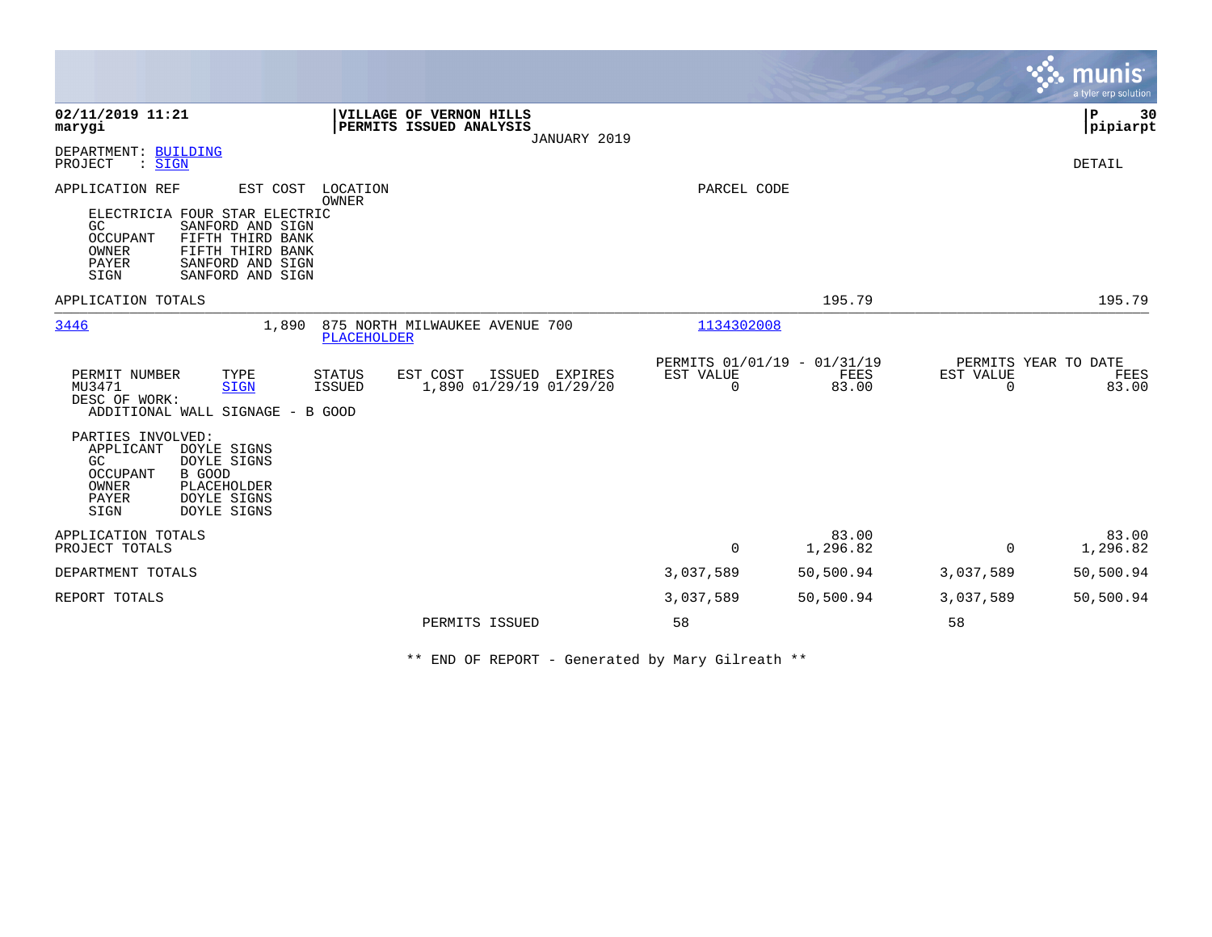**02/11/2019 11:21**
**marygi**

**VILLAGE OF VERNON HILLS**
**PERMITS ISSUED ANALYSIS**
JANUARY 2019

**pipiarpt**

DEPARTMENT: BUILDING
PROJECT : SIGN

DETAIL

| APPLICATION REF | EST COST | LOCATION / OWNER | PARCEL CODE | | | | |
|---|---|---|---|---|---|---|---|

ELECTRICIA FOUR STAR ELECTRIC
GC SANFORD AND SIGN
OCCUPANT FIFTH THIRD BANK
OWNER FIFTH THIRD BANK
PAYER SANFORD AND SIGN
SIGN SANFORD AND SIGN

| | | | |
|---|---|---|---|
| APPLICATION TOTALS | | 195.79 | 195.79 |

3446 — 1,890 — 875 NORTH MILWAUKEE AVENUE 700 — PLACEHOLDER — 1134302008

| PERMIT NUMBER | TYPE | STATUS | EST COST | ISSUED | EXPIRES | PERMITS 01/01/19 - 01/31/19 EST VALUE | FEES | PERMITS YEAR TO DATE EST VALUE | FEES |
|---|---|---|---|---|---|---|---|---|---|
| MU3471 | SIGN | ISSUED | 1,890 | 01/29/19 | 01/29/20 | 0 | 83.00 | 0 | 83.00 |

DESC OF WORK:
ADDITIONAL WALL SIGNAGE - B GOOD

PARTIES INVOLVED:
APPLICANT DOYLE SIGNS
GC DOYLE SIGNS
OCCUPANT B GOOD
OWNER PLACEHOLDER
PAYER DOYLE SIGNS
SIGN DOYLE SIGNS

| | EST VALUE | FEES | EST VALUE | FEES |
|---|---|---|---|---|
| APPLICATION TOTALS | | 83.00 | | 83.00 |
| PROJECT TOTALS | 0 | 1,296.82 | 0 | 1,296.82 |
| DEPARTMENT TOTALS | 3,037,589 | 50,500.94 | 3,037,589 | 50,500.94 |
| REPORT TOTALS | 3,037,589 | 50,500.94 | 3,037,589 | 50,500.94 |
| PERMITS ISSUED | 58 | | 58 | |

** END OF REPORT - Generated by Mary Gilreath **